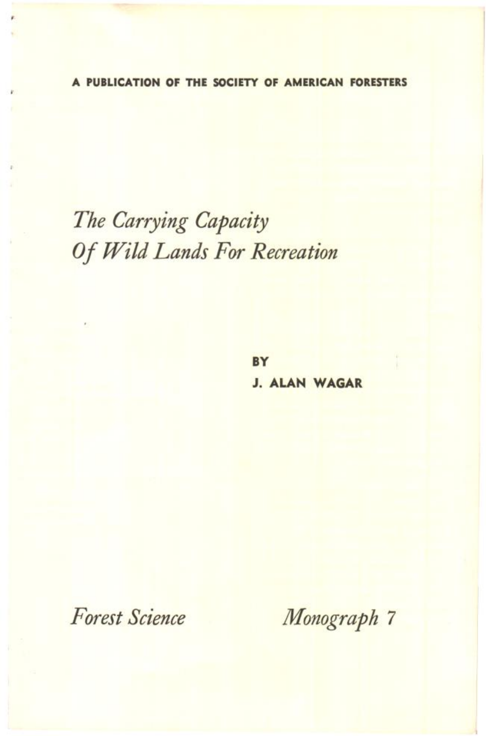A PUBLICATION OF THE SOCIETY OF AMERICAN FORESTERS

# *The Carrying Capacity Of Wild Lands For Recreation*

BY

J. ALAN WAGAR

*Forest Science* *Monograph 7*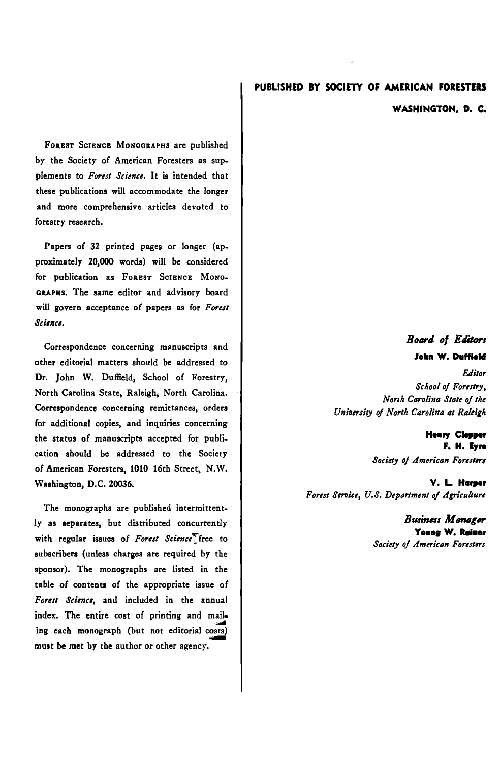**PUBLISHED BY SOCIETY OF AMERICAN FORESTERS**

**WASHINGTON, D. C.**

FOREST SCIENCE MONOGRAPHS are published by the Society of American Foresters as supplements to *Forest Science*. It is intended that these publications will accommodate the longer and more comprehensive articles devoted to forestry research.

Papers of 32 printed pages or longer (approximately 20,000 words) will be considered for publication as FOREST SCIENCE MONOGRAPHS. The same editor and advisory board will govern acceptance of papers as for *Forest Science*.

Correspondence concerning manuscripts and other editorial matters should be addressed to Dr. John W. Duffield, School of Forestry, North Carolina State, Raleigh, North Carolina. Correspondence concerning remittances, orders for additional copies, and inquiries concerning the status of manuscripts accepted for publication should be addressed to the Society of American Foresters, 1010 16th Street, N.W. Washington, D.C. 20036.

The monographs are published intermittently as separates, but distributed concurrently with regular issues of *Forest Science* free to subscribers (unless charges are required by the sponsor). The monographs are listed in the table of contents of the appropriate issue of *Forest Science*, and included in the annual index. The entire cost of printing and mailing each monograph (but not editorial costs) must be met by the author or other agency.

***Board of Editors***

**John W. Duffield**

*Editor*
*School of Forestry,*
*North Carolina State of the*
*University of North Carolina at Raleigh*

**Henry Clepper**
**F. H. Eyre**
*Society of American Foresters*

**V. L. Harper**
*Forest Service, U.S. Department of Agriculture*

***Business Manager***

**Young W. Rainer**
*Society of American Foresters*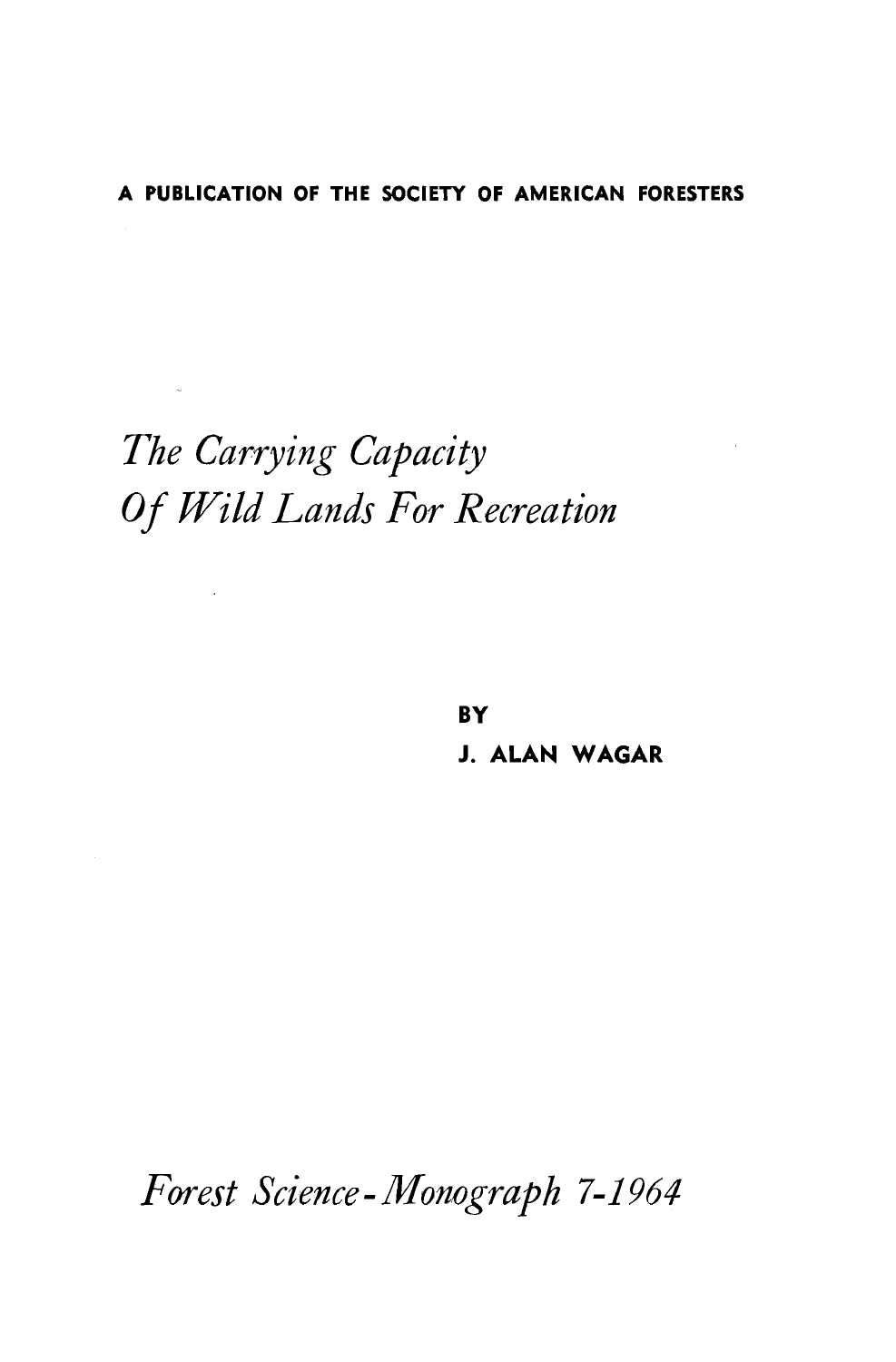**A PUBLICATION OF THE SOCIETY OF AMERICAN FORESTERS**

# *The Carrying Capacity Of Wild Lands For Recreation*

**BY**

**J. ALAN WAGAR**

*Forest Science - Monograph 7-1964*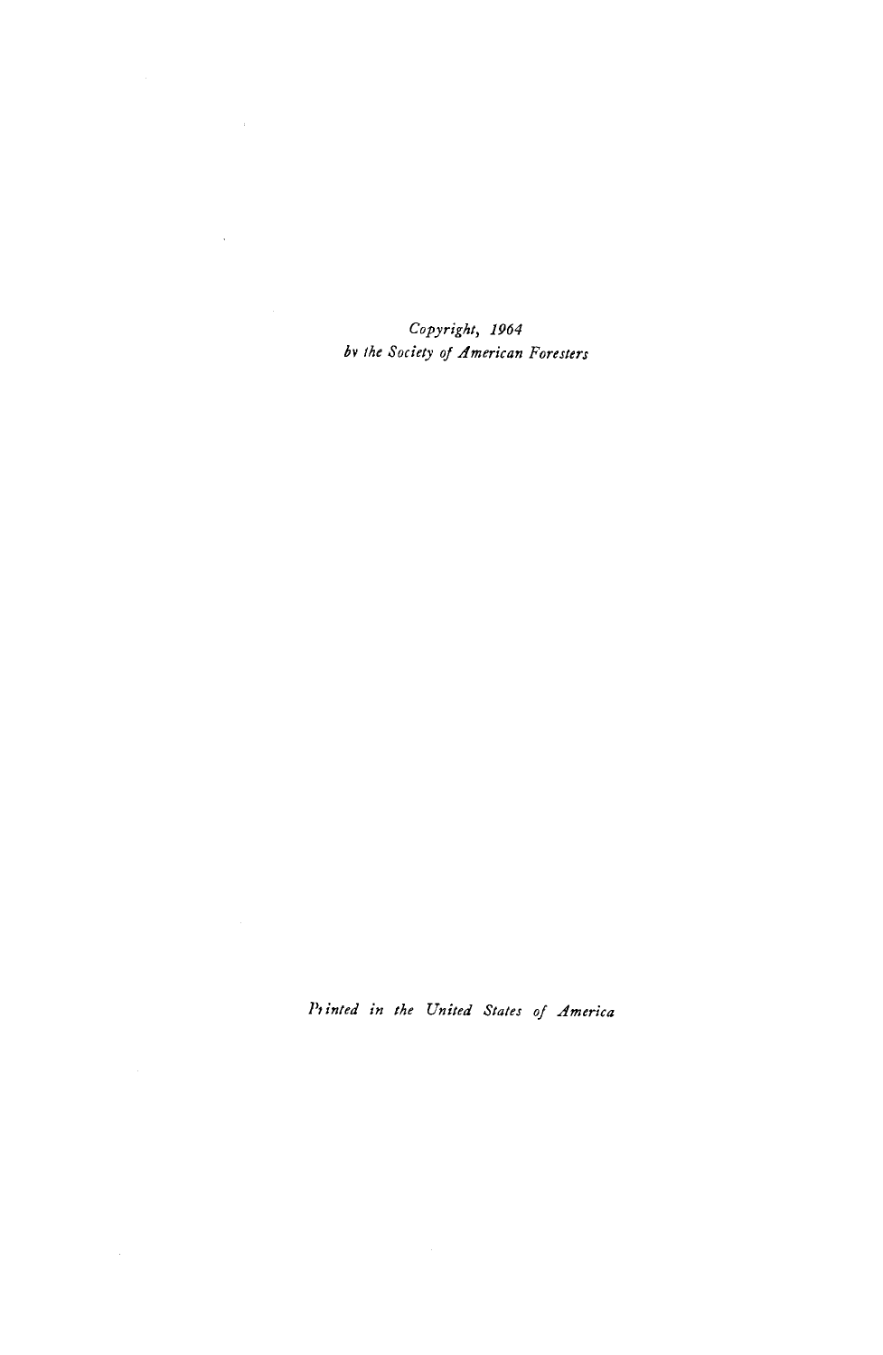*Copyright, 1964*
*by the Society of American Foresters*

*Printed in the United States of America*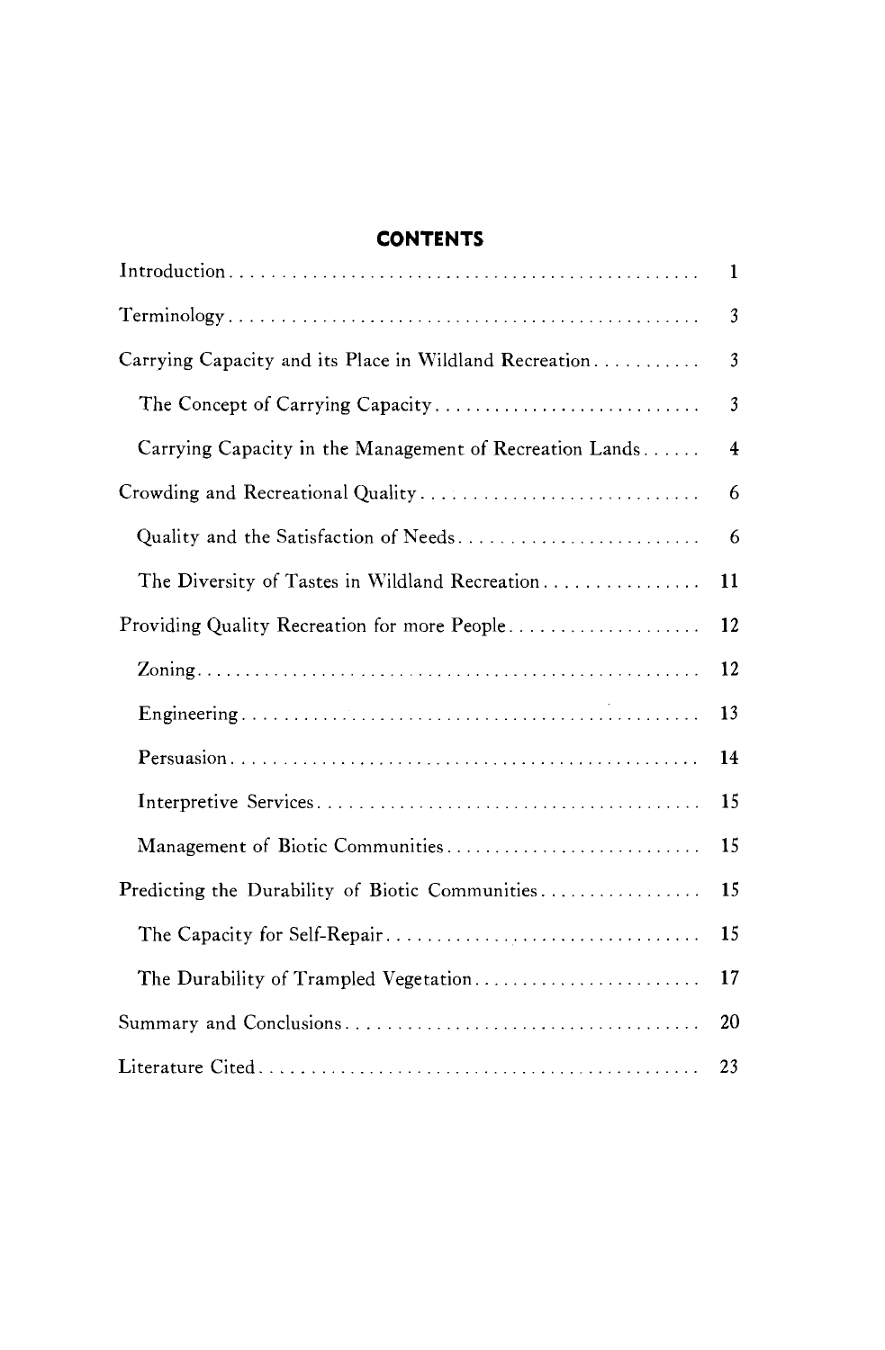## CONTENTS

| | |
|---|---|
| Introduction | 1 |
| Terminology | 3 |
| Carrying Capacity and its Place in Wildland Recreation | 3 |
| The Concept of Carrying Capacity | 3 |
| Carrying Capacity in the Management of Recreation Lands | 4 |
| Crowding and Recreational Quality | 6 |
| Quality and the Satisfaction of Needs | 6 |
| The Diversity of Tastes in Wildland Recreation | 11 |
| Providing Quality Recreation for more People | 12 |
| Zoning | 12 |
| Engineering | 13 |
| Persuasion | 14 |
| Interpretive Services | 15 |
| Management of Biotic Communities | 15 |
| Predicting the Durability of Biotic Communities | 15 |
| The Capacity for Self-Repair | 15 |
| The Durability of Trampled Vegetation | 17 |
| Summary and Conclusions | 20 |
| Literature Cited | 23 |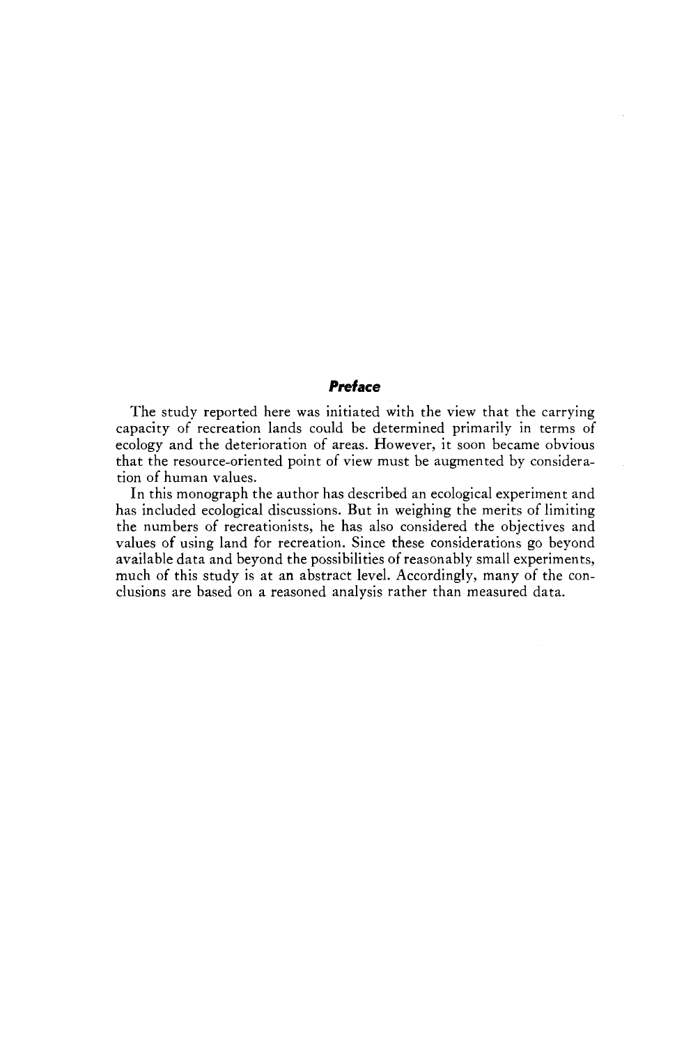## *Preface*

The study reported here was initiated with the view that the carrying capacity of recreation lands could be determined primarily in terms of ecology and the deterioration of areas. However, it soon became obvious that the resource-oriented point of view must be augmented by consideration of human values.

In this monograph the author has described an ecological experiment and has included ecological discussions. But in weighing the merits of limiting the numbers of recreationists, he has also considered the objectives and values of using land for recreation. Since these considerations go beyond available data and beyond the possibilities of reasonably small experiments, much of this study is at an abstract level. Accordingly, many of the conclusions are based on a reasoned analysis rather than measured data.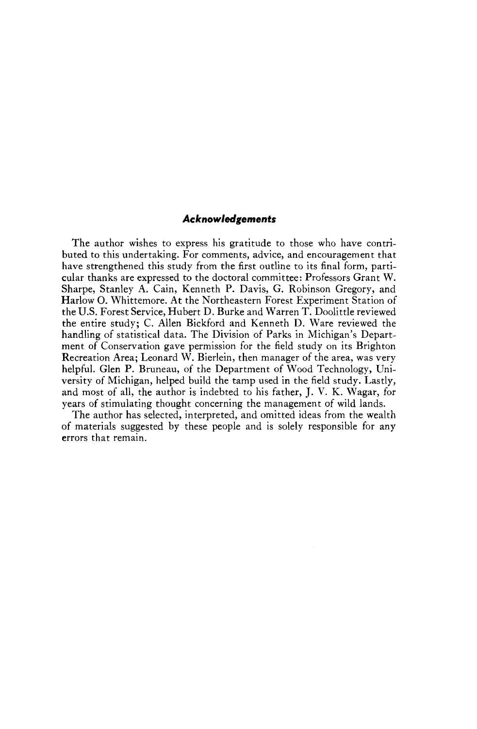## *Acknowledgements*

The author wishes to express his gratitude to those who have contributed to this undertaking. For comments, advice, and encouragement that have strengthened this study from the first outline to its final form, particular thanks are expressed to the doctoral committee: Professors Grant W. Sharpe, Stanley A. Cain, Kenneth P. Davis, G. Robinson Gregory, and Harlow O. Whittemore. At the Northeastern Forest Experiment Station of the U.S. Forest Service, Hubert D. Burke and Warren T. Doolittle reviewed the entire study; C. Allen Bickford and Kenneth D. Ware reviewed the handling of statistical data. The Division of Parks in Michigan's Department of Conservation gave permission for the field study on its Brighton Recreation Area; Leonard W. Bierlein, then manager of the area, was very helpful. Glen P. Bruneau, of the Department of Wood Technology, University of Michigan, helped build the tamp used in the field study. Lastly, and most of all, the author is indebted to his father, J. V. K. Wagar, for years of stimulating thought concerning the management of wild lands.

The author has selected, interpreted, and omitted ideas from the wealth of materials suggested by these people and is solely responsible for any errors that remain.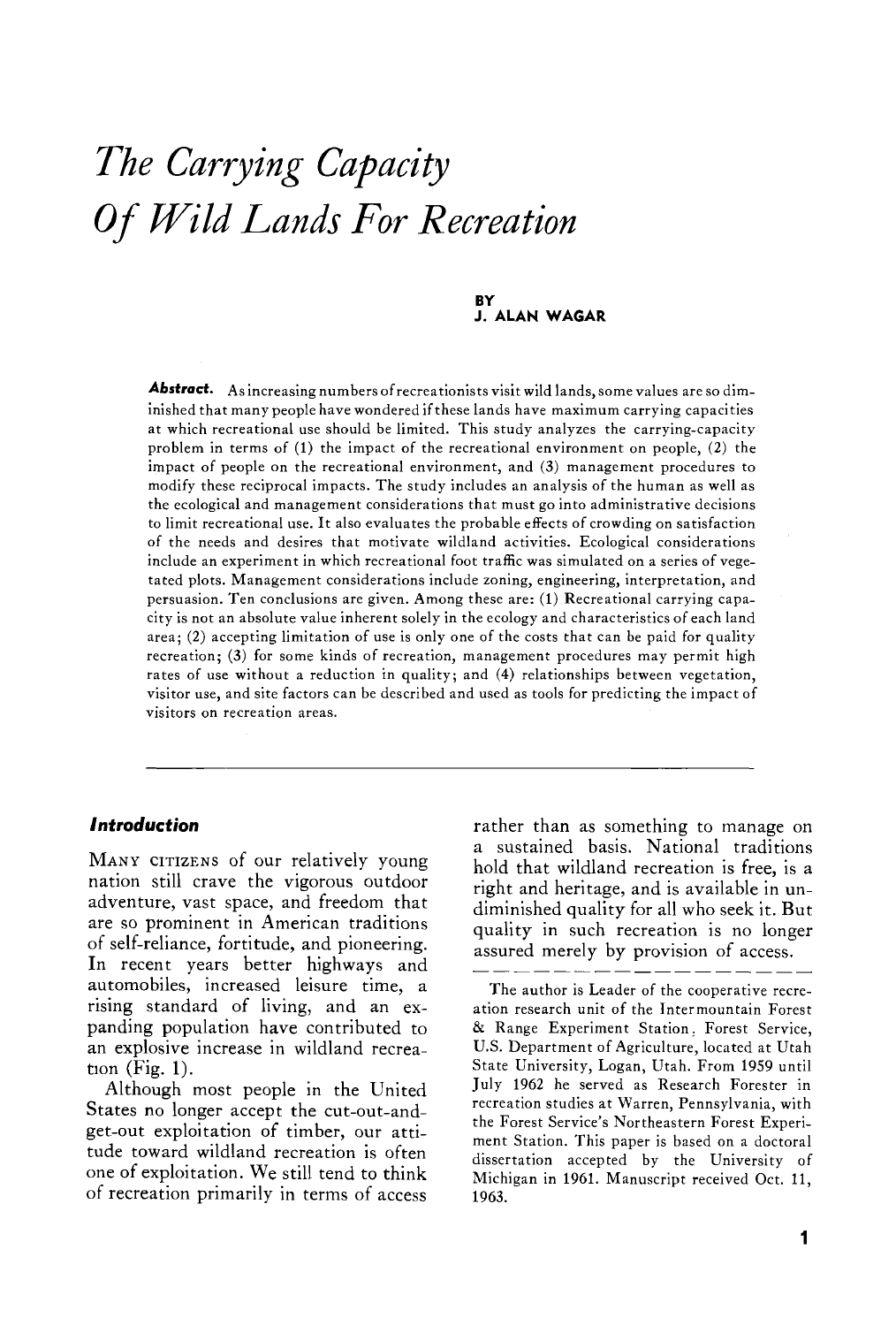# The Carrying Capacity Of Wild Lands For Recreation

**BY**
**J. ALAN WAGAR**

***Abstract.*** As increasing numbers of recreationists visit wild lands, some values are so diminished that many people have wondered if these lands have maximum carrying capacities at which recreational use should be limited. This study analyzes the carrying-capacity problem in terms of (1) the impact of the recreational environment on people, (2) the impact of people on the recreational environment, and (3) management procedures to modify these reciprocal impacts. The study includes an analysis of the human as well as the ecological and management considerations that must go into administrative decisions to limit recreational use. It also evaluates the probable effects of crowding on satisfaction of the needs and desires that motivate wildland activities. Ecological considerations include an experiment in which recreational foot traffic was simulated on a series of vegetated plots. Management considerations include zoning, engineering, interpretation, and persuasion. Ten conclusions are given. Among these are: (1) Recreational carrying capacity is not an absolute value inherent solely in the ecology and characteristics of each land area; (2) accepting limitation of use is only one of the costs that can be paid for quality recreation; (3) for some kinds of recreation, management procedures may permit high rates of use without a reduction in quality; and (4) relationships between vegetation, visitor use, and site factors can be described and used as tools for predicting the impact of visitors on recreation areas.

---

### *Introduction*

MANY CITIZENS of our relatively young nation still crave the vigorous outdoor adventure, vast space, and freedom that are so prominent in American traditions of self-reliance, fortitude, and pioneering. In recent years better highways and automobiles, increased leisure time, a rising standard of living, and an expanding population have contributed to an explosive increase in wildland recreation (Fig. 1).

Although most people in the United States no longer accept the cut-out-and-get-out exploitation of timber, our attitude toward wildland recreation is often one of exploitation. We still tend to think of recreation primarily in terms of access rather than as something to manage on a sustained basis. National traditions hold that wildland recreation is free, is a right and heritage, and is available in undiminished quality for all who seek it. But quality in such recreation is no longer assured merely by provision of access.

---

The author is Leader of the cooperative recreation research unit of the Intermountain Forest & Range Experiment Station, Forest Service, U.S. Department of Agriculture, located at Utah State University, Logan, Utah. From 1959 until July 1962 he served as Research Forester in recreation studies at Warren, Pennsylvania, with the Forest Service's Northeastern Forest Experiment Station. This paper is based on a doctoral dissertation accepted by the University of Michigan in 1961. Manuscript received Oct. 11, 1963.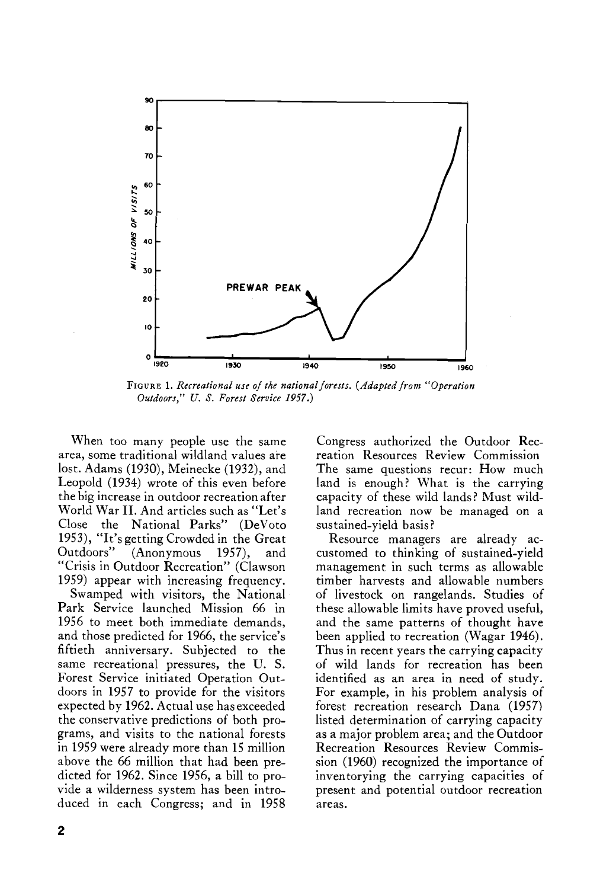FIGURE 1. *Recreational use of the national forests. (Adapted from "Operation Outdoors," U. S. Forest Service 1957.)*

When too many people use the same area, some traditional wildland values are lost. Adams (1930), Meinecke (1932), and Leopold (1934) wrote of this even before the big increase in outdoor recreation after World War II. And articles such as "Let's Close the National Parks" (DeVoto 1953), "It's getting Crowded in the Great Outdoors" (Anonymous 1957), and "Crisis in Outdoor Recreation" (Clawson 1959) appear with increasing frequency.

Swamped with visitors, the National Park Service launched Mission 66 in 1956 to meet both immediate demands, and those predicted for 1966, the service's fiftieth anniversary. Subjected to the same recreational pressures, the U. S. Forest Service initiated Operation Outdoors in 1957 to provide for the visitors expected by 1962. Actual use has exceeded the conservative predictions of both programs, and visits to the national forests in 1959 were already more than 15 million above the 66 million that had been predicted for 1962. Since 1956, a bill to provide a wilderness system has been introduced in each Congress; and in 1958 Congress authorized the Outdoor Recreation Resources Review Commission The same questions recur: How much land is enough? What is the carrying capacity of these wild lands? Must wildland recreation now be managed on a sustained-yield basis?

Resource managers are already accustomed to thinking of sustained-yield management in such terms as allowable timber harvests and allowable numbers of livestock on rangelands. Studies of these allowable limits have proved useful, and the same patterns of thought have been applied to recreation (Wagar 1946). Thus in recent years the carrying capacity of wild lands for recreation has been identified as an area in need of study. For example, in his problem analysis of forest recreation research Dana (1957) listed determination of carrying capacity as a major problem area; and the Outdoor Recreation Resources Review Commission (1960) recognized the importance of inventorying the carrying capacities of present and potential outdoor recreation areas.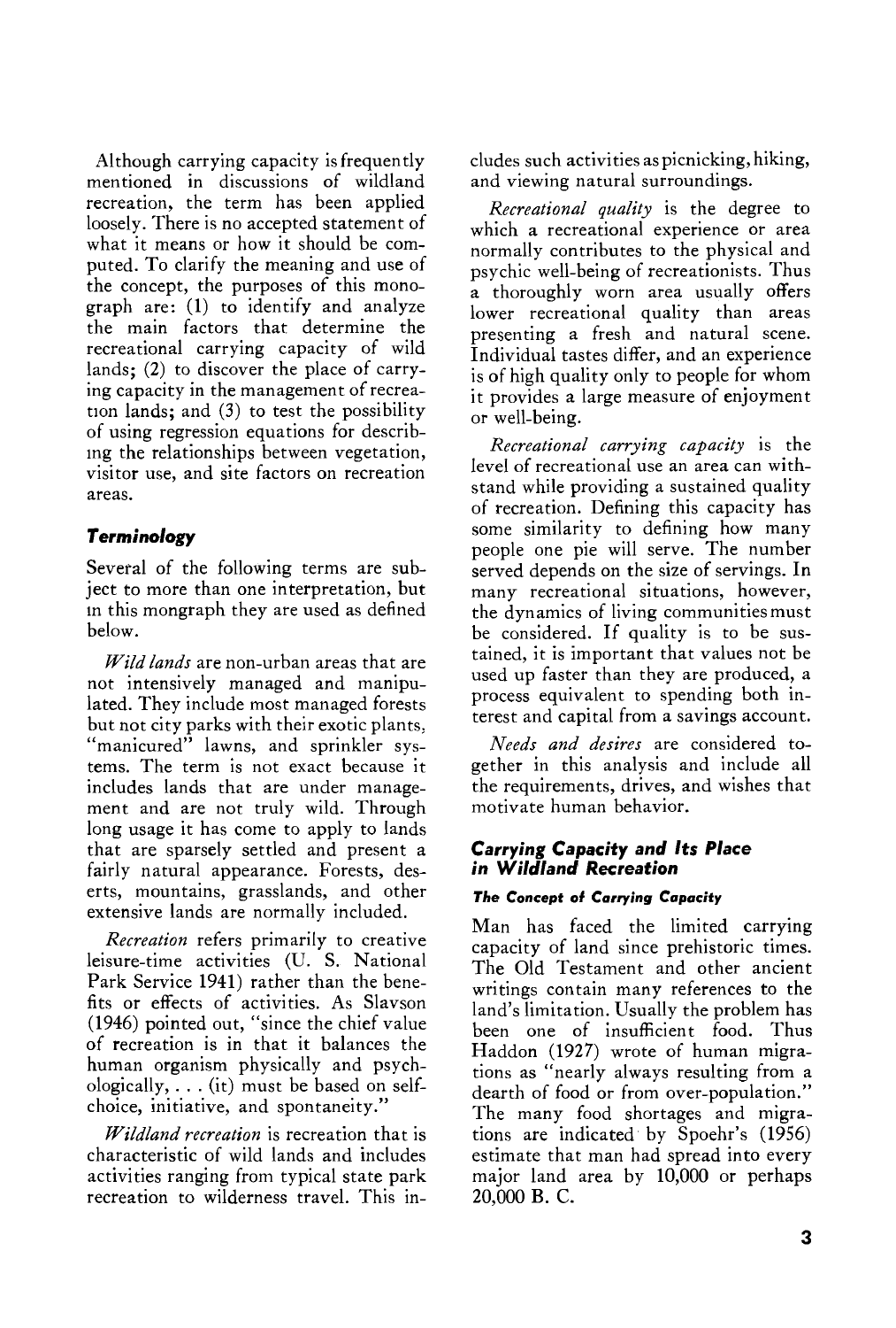Although carrying capacity is frequently mentioned in discussions of wildland recreation, the term has been applied loosely. There is no accepted statement of what it means or how it should be computed. To clarify the meaning and use of the concept, the purposes of this monograph are: (1) to identify and analyze the main factors that determine the recreational carrying capacity of wild lands; (2) to discover the place of carrying capacity in the management of recreation lands; and (3) to test the possibility of using regression equations for describing the relationships between vegetation, visitor use, and site factors on recreation areas.

## Terminology

Several of the following terms are subject to more than one interpretation, but in this mongraph they are used as defined below.

*Wild lands* are non-urban areas that are not intensively managed and manipulated. They include most managed forests but not city parks with their exotic plants, "manicured" lawns, and sprinkler systems. The term is not exact because it includes lands that are under management and are not truly wild. Through long usage it has come to apply to lands that are sparsely settled and present a fairly natural appearance. Forests, deserts, mountains, grasslands, and other extensive lands are normally included.

*Recreation* refers primarily to creative leisure-time activities (U. S. National Park Service 1941) rather than the benefits or effects of activities. As Slavson (1946) pointed out, "since the chief value of recreation is in that it balances the human organism physically and psychologically, . . . (it) must be based on self-choice, initiative, and spontaneity."

*Wildland recreation* is recreation that is characteristic of wild lands and includes activities ranging from typical state park recreation to wilderness travel. This includes such activities as picnicking, hiking, and viewing natural surroundings.

*Recreational quality* is the degree to which a recreational experience or area normally contributes to the physical and psychic well-being of recreationists. Thus a thoroughly worn area usually offers lower recreational quality than areas presenting a fresh and natural scene. Individual tastes differ, and an experience is of high quality only to people for whom it provides a large measure of enjoyment or well-being.

*Recreational carrying capacity* is the level of recreational use an area can withstand while providing a sustained quality of recreation. Defining this capacity has some similarity to defining how many people one pie will serve. The number served depends on the size of servings. In many recreational situations, however, the dynamics of living communities must be considered. If quality is to be sustained, it is important that values not be used up faster than they are produced, a process equivalent to spending both interest and capital from a savings account.

*Needs and desires* are considered together in this analysis and include all the requirements, drives, and wishes that motivate human behavior.

## Carrying Capacity and Its Place in Wildland Recreation

### The Concept of Carrying Capacity

Man has faced the limited carrying capacity of land since prehistoric times. The Old Testament and other ancient writings contain many references to the land's limitation. Usually the problem has been one of insufficient food. Thus Haddon (1927) wrote of human migrations as "nearly always resulting from a dearth of food or from over-population." The many food shortages and migrations are indicated by Spoehr's (1956) estimate that man had spread into every major land area by 10,000 or perhaps 20,000 B. C.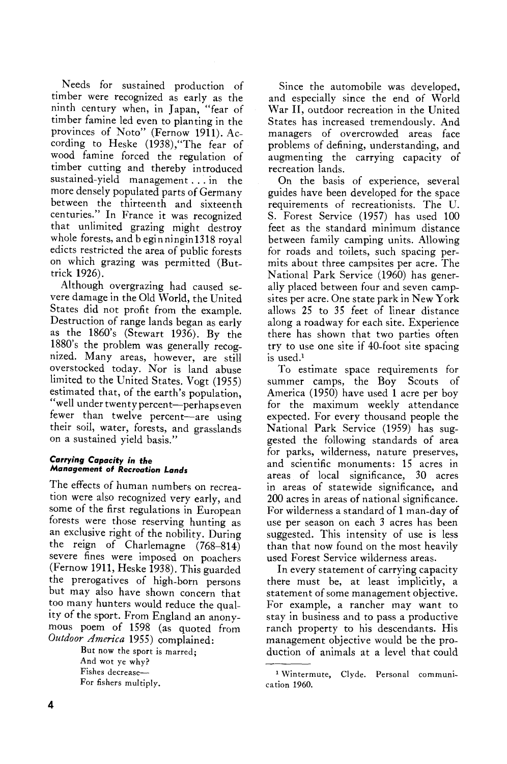Needs for sustained production of timber were recognized as early as the ninth century when, in Japan, "fear of timber famine led even to planting in the provinces of Noto" (Fernow 1911). According to Heske (1938),"The fear of wood famine forced the regulation of timber cutting and thereby introduced sustained-yield management . . . in the more densely populated parts of Germany between the thirteenth and sixteenth centuries." In France it was recognized that unlimited grazing might destroy whole forests, and beginning in 1318 royal edicts restricted the area of public forests on which grazing was permitted (Buttrick 1926).

Although overgrazing had caused severe damage in the Old World, the United States did not profit from the example. Destruction of range lands began as early as the 1860's (Stewart 1936). By the 1880's the problem was generally recognized. Many areas, however, are still overstocked today. Nor is land abuse limited to the United States. Vogt (1955) estimated that, of the earth's population, "well under twenty percent—perhaps even fewer than twelve percent—are using their soil, water, forests, and grasslands on a sustained yield basis."

### *Carrying Capacity in the Management of Recreation Lands*

The effects of human numbers on recreation were also recognized very early, and some of the first regulations in European forests were those reserving hunting as an exclusive right of the nobility. During the reign of Charlemagne (768–814) severe fines were imposed on poachers (Fernow 1911, Heske 1938). This guarded the prerogatives of high-born persons but may also have shown concern that too many hunters would reduce the quality of the sport. From England an anonymous poem of 1598 (as quoted from *Outdoor America* 1955) complained:

> But now the sport is marred;
> And wot ye why?
> Fishes decrease—
> For fishers multiply.

Since the automobile was developed, and especially since the end of World War II, outdoor recreation in the United States has increased tremendously. And managers of overcrowded areas face problems of defining, understanding, and augmenting the carrying capacity of recreation lands.

On the basis of experience, several guides have been developed for the space requirements of recreationists. The U. S. Forest Service (1957) has used 100 feet as the standard minimum distance between family camping units. Allowing for roads and toilets, such spacing permits about three campsites per acre. The National Park Service (1960) has generally placed between four and seven campsites per acre. One state park in New York allows 25 to 35 feet of linear distance along a roadway for each site. Experience there has shown that two parties often try to use one site if 40-foot site spacing is used.[1]

To estimate space requirements for summer camps, the Boy Scouts of America (1950) have used 1 acre per boy for the maximum weekly attendance expected. For every thousand people the National Park Service (1959) has suggested the following standards of area for parks, wilderness, nature preserves, and scientific monuments: 15 acres in areas of local significance, 30 acres in areas of statewide significance, and 200 acres in areas of national significance. For wilderness a standard of 1 man-day of use per season on each 3 acres has been suggested. This intensity of use is less than that now found on the most heavily used Forest Service wilderness areas.

In every statement of carrying capacity there must be, at least implicitly, a statement of some management objective. For example, a rancher may want to stay in business and to pass a productive ranch property to his descendants. His management objective would be the production of animals at a level that could

---

[1] Wintermute, Clyde. Personal communication 1960.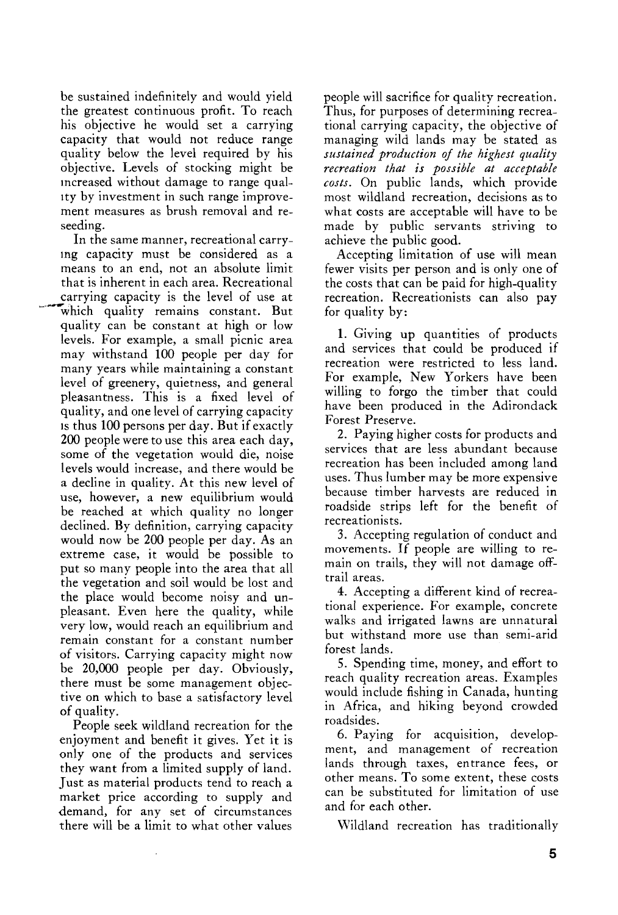be sustained indefinitely and would yield the greatest continuous profit. To reach his objective he would set a carrying capacity that would not reduce range quality below the level required by his objective. Levels of stocking might be increased without damage to range quality by investment in such range improvement measures as brush removal and reseeding.

In the same manner, recreational carrying capacity must be considered as a means to an end, not an absolute limit that is inherent in each area. Recreational carrying capacity is the level of use at which quality remains constant. But quality can be constant at high or low levels. For example, a small picnic area may withstand 100 people per day for many years while maintaining a constant level of greenery, quietness, and general pleasantness. This is a fixed level of quality, and one level of carrying capacity is thus 100 persons per day. But if exactly 200 people were to use this area each day, some of the vegetation would die, noise levels would increase, and there would be a decline in quality. At this new level of use, however, a new equilibrium would be reached at which quality no longer declined. By definition, carrying capacity would now be 200 people per day. As an extreme case, it would be possible to put so many people into the area that all the vegetation and soil would be lost and the place would become noisy and unpleasant. Even here the quality, while very low, would reach an equilibrium and remain constant for a constant number of visitors. Carrying capacity might now be 20,000 people per day. Obviously, there must be some management objective on which to base a satisfactory level of quality.

People seek wildland recreation for the enjoyment and benefit it gives. Yet it is only one of the products and services they want from a limited supply of land. Just as material products tend to reach a market price according to supply and demand, for any set of circumstances there will be a limit to what other values people will sacrifice for quality recreation. Thus, for purposes of determining recreational carrying capacity, the objective of managing wild lands may be stated as *sustained production of the highest quality recreation that is possible at acceptable costs*. On public lands, which provide most wildland recreation, decisions as to what costs are acceptable will have to be made by public servants striving to achieve the public good.

Accepting limitation of use will mean fewer visits per person and is only one of the costs that can be paid for high-quality recreation. Recreationists can also pay for quality by:

1. Giving up quantities of products and services that could be produced if recreation were restricted to less land. For example, New Yorkers have been willing to forgo the timber that could have been produced in the Adirondack Forest Preserve.
2. Paying higher costs for products and services that are less abundant because recreation has been included among land uses. Thus lumber may be more expensive because timber harvests are reduced in roadside strips left for the benefit of recreationists.
3. Accepting regulation of conduct and movements. If people are willing to remain on trails, they will not damage off-trail areas.
4. Accepting a different kind of recreational experience. For example, concrete walks and irrigated lawns are unnatural but withstand more use than semi-arid forest lands.
5. Spending time, money, and effort to reach quality recreation areas. Examples would include fishing in Canada, hunting in Africa, and hiking beyond crowded roadsides.
6. Paying for acquisition, development, and management of recreation lands through taxes, entrance fees, or other means. To some extent, these costs can be substituted for limitation of use and for each other.

Wildland recreation has traditionally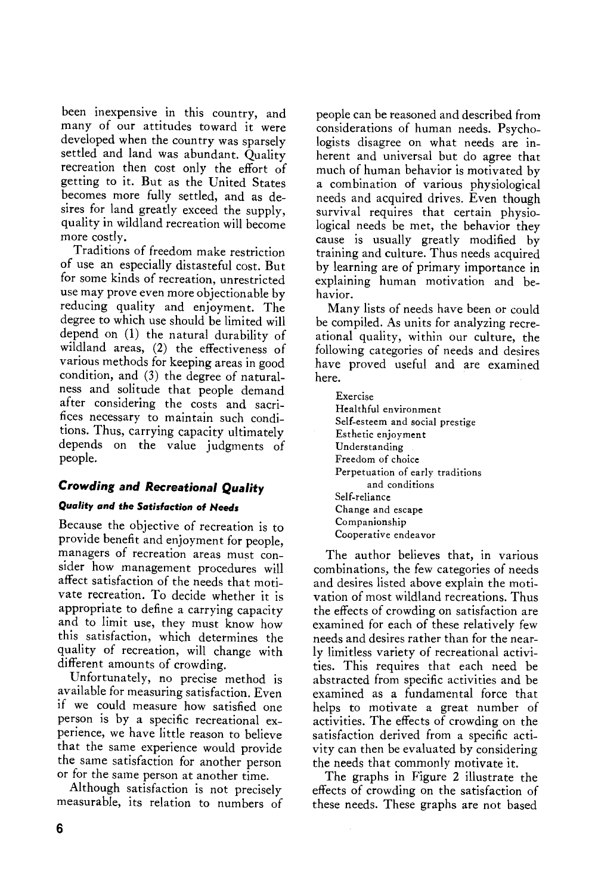been inexpensive in this country, and many of our attitudes toward it were developed when the country was sparsely settled and land was abundant. Quality recreation then cost only the effort of getting to it. But as the United States becomes more fully settled, and as desires for land greatly exceed the supply, quality in wildland recreation will become more costly.

Traditions of freedom make restriction of use an especially distasteful cost. But for some kinds of recreation, unrestricted use may prove even more objectionable by reducing quality and enjoyment. The degree to which use should be limited will depend on (1) the natural durability of wildland areas, (2) the effectiveness of various methods for keeping areas in good condition, and (3) the degree of naturalness and solitude that people demand after considering the costs and sacrifices necessary to maintain such conditions. Thus, carrying capacity ultimately depends on the value judgments of people.

## *Crowding and Recreational Quality*

### *Quality and the Satisfaction of Needs*

Because the objective of recreation is to provide benefit and enjoyment for people, managers of recreation areas must consider how management procedures will affect satisfaction of the needs that motivate recreation. To decide whether it is appropriate to define a carrying capacity and to limit use, they must know how this satisfaction, which determines the quality of recreation, will change with different amounts of crowding.

Unfortunately, no precise method is available for measuring satisfaction. Even if we could measure how satisfied one person is by a specific recreational experience, we have little reason to believe that the same experience would provide the same satisfaction for another person or for the same person at another time.

Although satisfaction is not precisely measurable, its relation to numbers of people can be reasoned and described from considerations of human needs. Psychologists disagree on what needs are inherent and universal but do agree that much of human behavior is motivated by a combination of various physiological needs and acquired drives. Even though survival requires that certain physiological needs be met, the behavior they cause is usually greatly modified by training and culture. Thus needs acquired by learning are of primary importance in explaining human motivation and behavior.

Many lists of needs have been or could be compiled. As units for analyzing recreational quality, within our culture, the following categories of needs and desires have proved useful and are examined here.

- Exercise
- Healthful environment
- Self-esteem and social prestige
- Esthetic enjoyment
- Understanding
- Freedom of choice
- Perpetuation of early traditions and conditions
- Self-reliance
- Change and escape
- Companionship
- Cooperative endeavor

The author believes that, in various combinations, the few categories of needs and desires listed above explain the motivation of most wildland recreations. Thus the effects of crowding on satisfaction are examined for each of these relatively few needs and desires rather than for the nearly limitless variety of recreational activities. This requires that each need be abstracted from specific activities and be examined as a fundamental force that helps to motivate a great number of activities. The effects of crowding on the satisfaction derived from a specific activity can then be evaluated by considering the needs that commonly motivate it.

The graphs in Figure 2 illustrate the effects of crowding on the satisfaction of these needs. These graphs are not based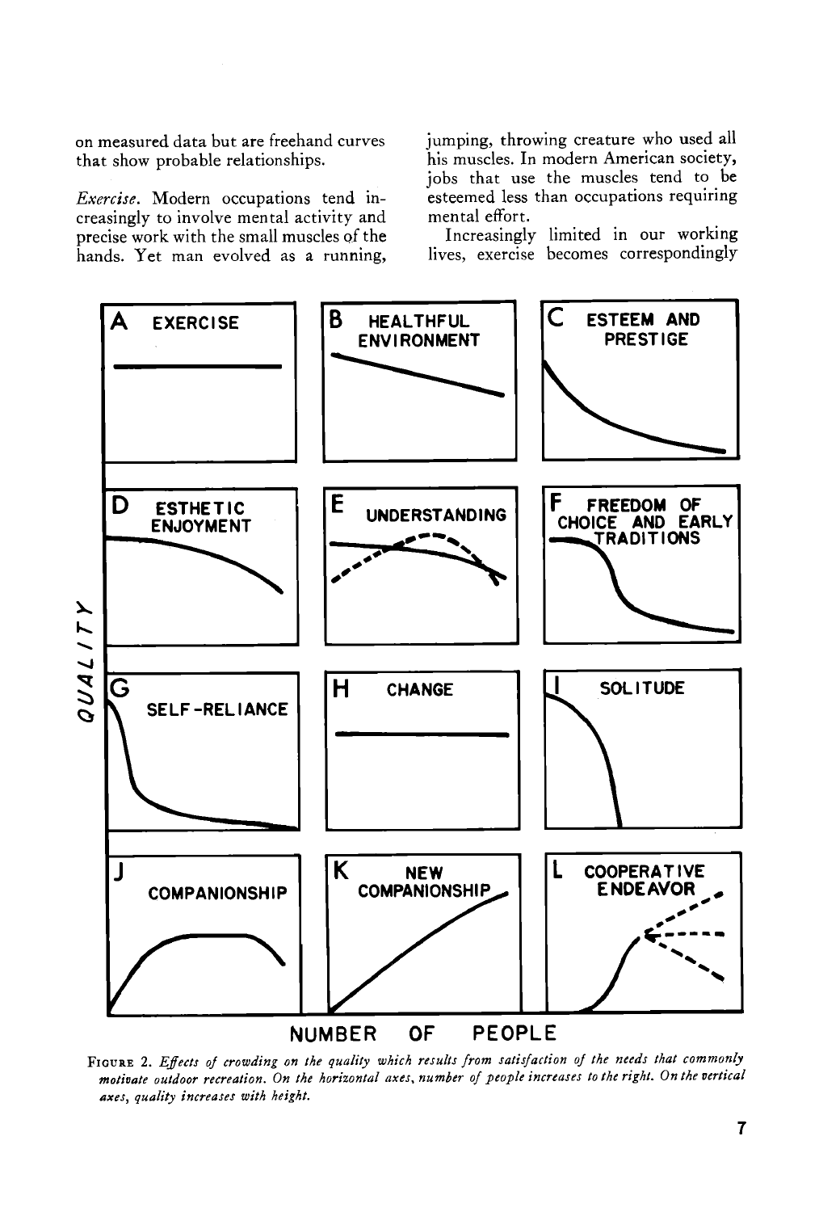on measured data but are freehand curves that show probable relationships.

*Exercise.* Modern occupations tend increasingly to involve mental activity and precise work with the small muscles of the hands. Yet man evolved as a running, jumping, throwing creature who used all his muscles. In modern American society, jobs that use the muscles tend to be esteemed less than occupations requiring mental effort.

Increasingly limited in our working lives, exercise becomes correspondingly

A EXERCISE | B HEALTHFUL ENVIRONMENT | C ESTEEM AND PRESTIGE | D ESTHETIC ENJOYMENT | E UNDERSTANDING | F FREEDOM OF CHOICE AND EARLY TRADITIONS | G SELF-RELIANCE | H CHANGE | I SOLITUDE | J COMPANIONSHIP | K NEW COMPANIONSHIP | L COOPERATIVE ENDEAVOR

QUALITY

NUMBER OF PEOPLE

FIGURE 2. *Effects of crowding on the quality which results from satisfaction of the needs that commonly motivate outdoor recreation. On the horizontal axes, number of people increases to the right. On the vertical axes, quality increases with height.*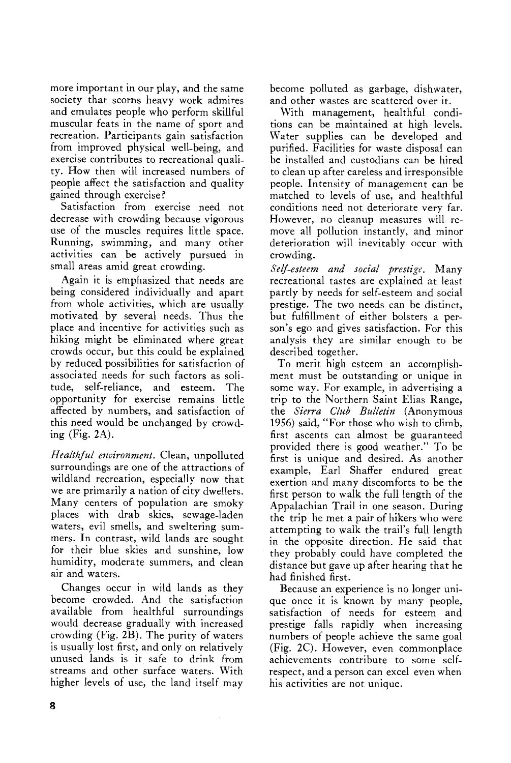more important in our play, and the same society that scorns heavy work admires and emulates people who perform skillful muscular feats in the name of sport and recreation. Participants gain satisfaction from improved physical well-being, and exercise contributes to recreational quality. How then will increased numbers of people affect the satisfaction and quality gained through exercise?

Satisfaction from exercise need not decrease with crowding because vigorous use of the muscles requires little space. Running, swimming, and many other activities can be actively pursued in small areas amid great crowding.

Again it is emphasized that needs are being considered individually and apart from whole activities, which are usually motivated by several needs. Thus the place and incentive for activities such as hiking might be eliminated where great crowds occur, but this could be explained by reduced possibilities for satisfaction of associated needs for such factors as solitude, self-reliance, and esteem. The opportunity for exercise remains little affected by numbers, and satisfaction of this need would be unchanged by crowding (Fig. 2A).

*Healthful environment.* Clean, unpolluted surroundings are one of the attractions of wildland recreation, especially now that we are primarily a nation of city dwellers. Many centers of population are smoky places with drab skies, sewage-laden waters, evil smells, and sweltering summers. In contrast, wild lands are sought for their blue skies and sunshine, low humidity, moderate summers, and clean air and waters.

Changes occur in wild lands as they become crowded. And the satisfaction available from healthful surroundings would decrease gradually with increased crowding (Fig. 2B). The purity of waters is usually lost first, and only on relatively unused lands is it safe to drink from streams and other surface waters. With higher levels of use, the land itself may become polluted as garbage, dishwater, and other wastes are scattered over it.

With management, healthful conditions can be maintained at high levels. Water supplies can be developed and purified. Facilities for waste disposal can be installed and custodians can be hired to clean up after careless and irresponsible people. Intensity of management can be matched to levels of use, and healthful conditions need not deteriorate very far. However, no cleanup measures will remove all pollution instantly, and minor deterioration will inevitably occur with crowding.

*Self-esteem and social prestige.* Many recreational tastes are explained at least partly by needs for self-esteem and social prestige. The two needs can be distinct, but fulfillment of either bolsters a person's ego and gives satisfaction. For this analysis they are similar enough to be described together.

To merit high esteem an accomplishment must be outstanding or unique in some way. For example, in advertising a trip to the Northern Saint Elias Range, the *Sierra Club Bulletin* (Anonymous 1956) said, "For those who wish to climb, first ascents can almost be guaranteed provided there is good weather." To be first is unique and desired. As another example, Earl Shaffer endured great exertion and many discomforts to be the first person to walk the full length of the Appalachian Trail in one season. During the trip he met a pair of hikers who were attempting to walk the trail's full length in the opposite direction. He said that they probably could have completed the distance but gave up after hearing that he had finished first.

Because an experience is no longer unique once it is known by many people, satisfaction of needs for esteem and prestige falls rapidly when increasing numbers of people achieve the same goal (Fig. 2C). However, even commonplace achievements contribute to some self-respect, and a person can excel even when his activities are not unique.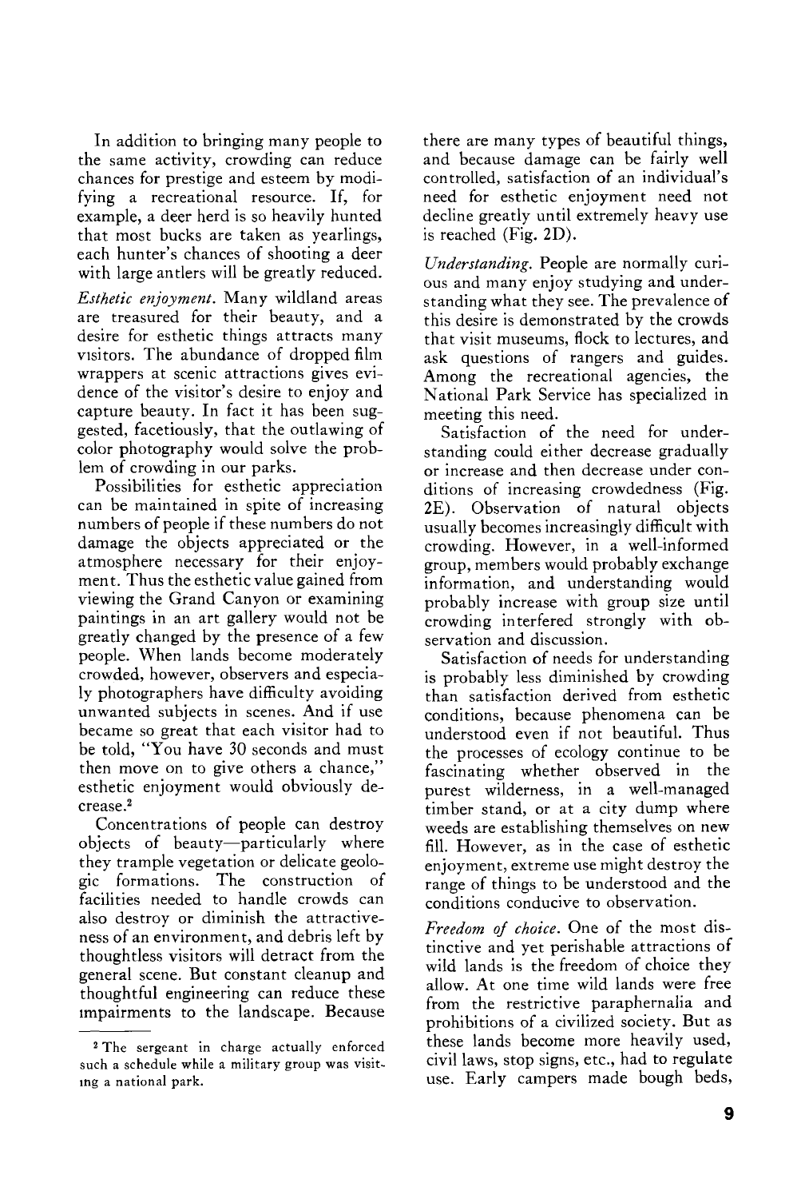In addition to bringing many people to the same activity, crowding can reduce chances for prestige and esteem by modifying a recreational resource. If, for example, a deer herd is so heavily hunted that most bucks are taken as yearlings, each hunter's chances of shooting a deer with large antlers will be greatly reduced.

*Esthetic enjoyment.* Many wildland areas are treasured for their beauty, and a desire for esthetic things attracts many visitors. The abundance of dropped film wrappers at scenic attractions gives evidence of the visitor's desire to enjoy and capture beauty. In fact it has been suggested, facetiously, that the outlawing of color photography would solve the problem of crowding in our parks.

Possibilities for esthetic appreciation can be maintained in spite of increasing numbers of people if these numbers do not damage the objects appreciated or the atmosphere necessary for their enjoyment. Thus the esthetic value gained from viewing the Grand Canyon or examining paintings in an art gallery would not be greatly changed by the presence of a few people. When lands become moderately crowded, however, observers and especially photographers have difficulty avoiding unwanted subjects in scenes. And if use became so great that each visitor had to be told, "You have 30 seconds and must then move on to give others a chance," esthetic enjoyment would obviously decrease.[2]

Concentrations of people can destroy objects of beauty—particularly where they trample vegetation or delicate geologic formations. The construction of facilities needed to handle crowds can also destroy or diminish the attractiveness of an environment, and debris left by thoughtless visitors will detract from the general scene. But constant cleanup and thoughtful engineering can reduce these impairments to the landscape. Because there are many types of beautiful things, and because damage can be fairly well controlled, satisfaction of an individual's need for esthetic enjoyment need not decline greatly until extremely heavy use is reached (Fig. 2D).

*Understanding.* People are normally curious and many enjoy studying and understanding what they see. The prevalence of this desire is demonstrated by the crowds that visit museums, flock to lectures, and ask questions of rangers and guides. Among the recreational agencies, the National Park Service has specialized in meeting this need.

Satisfaction of the need for understanding could either decrease gradually or increase and then decrease under conditions of increasing crowdedness (Fig. 2E). Observation of natural objects usually becomes increasingly difficult with crowding. However, in a well-informed group, members would probably exchange information, and understanding would probably increase with group size until crowding interfered strongly with observation and discussion.

Satisfaction of needs for understanding is probably less diminished by crowding than satisfaction derived from esthetic conditions, because phenomena can be understood even if not beautiful. Thus the processes of ecology continue to be fascinating whether observed in the purest wilderness, in a well-managed timber stand, or at a city dump where weeds are establishing themselves on new fill. However, as in the case of esthetic enjoyment, extreme use might destroy the range of things to be understood and the conditions conducive to observation.

*Freedom of choice.* One of the most distinctive and yet perishable attractions of wild lands is the freedom of choice they allow. At one time wild lands were free from the restrictive paraphernalia and prohibitions of a civilized society. But as these lands become more heavily used, civil laws, stop signs, etc., had to regulate use. Early campers made bough beds,

[2] The sergeant in charge actually enforced such a schedule while a military group was visiting a national park.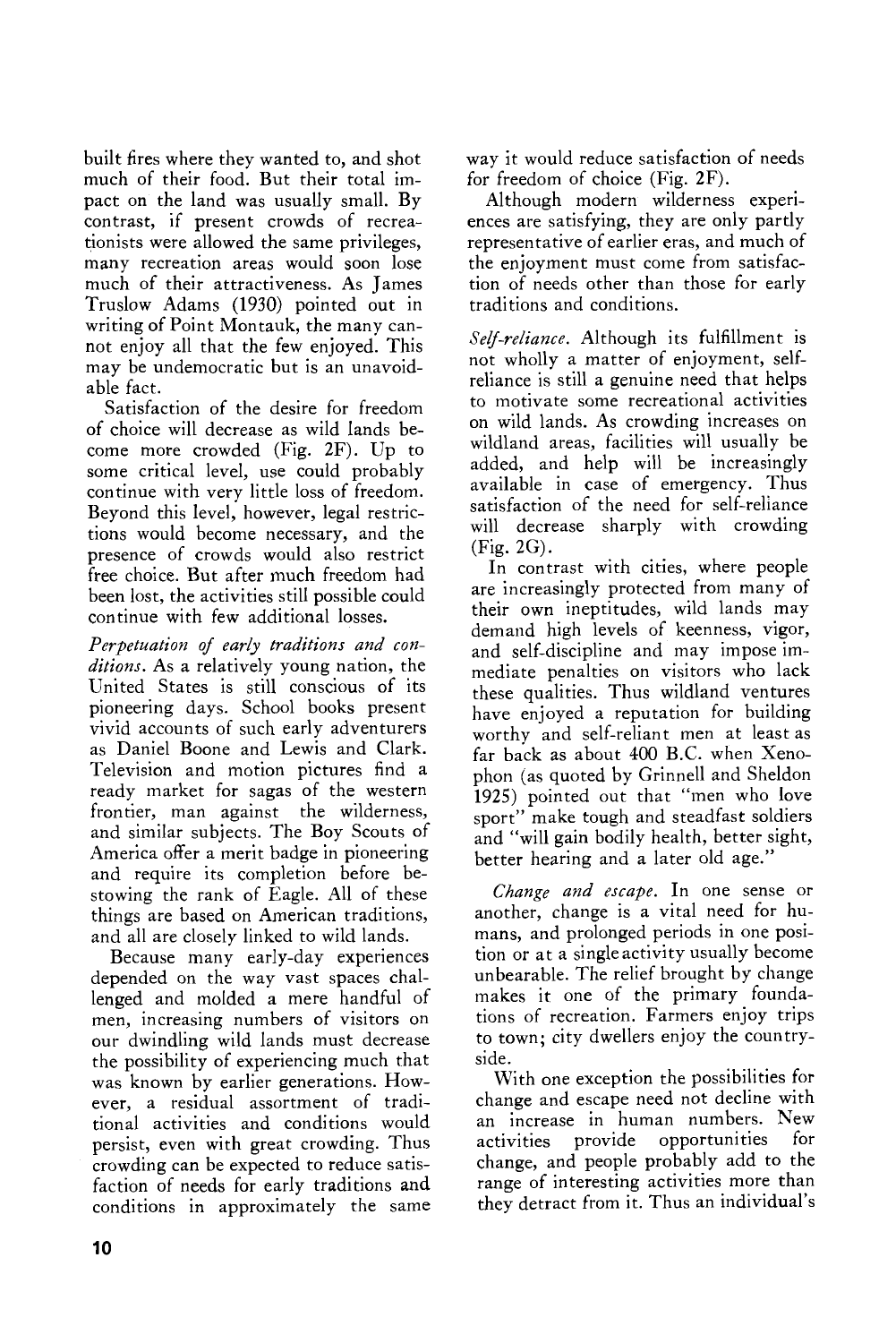built fires where they wanted to, and shot much of their food. But their total impact on the land was usually small. By contrast, if present crowds of recreationists were allowed the same privileges, many recreation areas would soon lose much of their attractiveness. As James Truslow Adams (1930) pointed out in writing of Point Montauk, the many cannot enjoy all that the few enjoyed. This may be undemocratic but is an unavoidable fact.

Satisfaction of the desire for freedom of choice will decrease as wild lands become more crowded (Fig. 2F). Up to some critical level, use could probably continue with very little loss of freedom. Beyond this level, however, legal restrictions would become necessary, and the presence of crowds would also restrict free choice. But after much freedom had been lost, the activities still possible could continue with few additional losses.

*Perpetuation of early traditions and conditions.* As a relatively young nation, the United States is still conscious of its pioneering days. School books present vivid accounts of such early adventurers as Daniel Boone and Lewis and Clark. Television and motion pictures find a ready market for sagas of the western frontier, man against the wilderness, and similar subjects. The Boy Scouts of America offer a merit badge in pioneering and require its completion before bestowing the rank of Eagle. All of these things are based on American traditions, and all are closely linked to wild lands.

Because many early-day experiences depended on the way vast spaces challenged and molded a mere handful of men, increasing numbers of visitors on our dwindling wild lands must decrease the possibility of experiencing much that was known by earlier generations. However, a residual assortment of traditional activities and conditions would persist, even with great crowding. Thus crowding can be expected to reduce satisfaction of needs for early traditions and conditions in approximately the same way it would reduce satisfaction of needs for freedom of choice (Fig. 2F).

Although modern wilderness experiences are satisfying, they are only partly representative of earlier eras, and much of the enjoyment must come from satisfaction of needs other than those for early traditions and conditions.

*Self-reliance.* Although its fulfillment is not wholly a matter of enjoyment, self-reliance is still a genuine need that helps to motivate some recreational activities on wild lands. As crowding increases on wildland areas, facilities will usually be added, and help will be increasingly available in case of emergency. Thus satisfaction of the need for self-reliance will decrease sharply with crowding (Fig. 2G).

In contrast with cities, where people are increasingly protected from many of their own ineptitudes, wild lands may demand high levels of keenness, vigor, and self-discipline and may impose immediate penalties on visitors who lack these qualities. Thus wildland ventures have enjoyed a reputation for building worthy and self-reliant men at least as far back as about 400 B.C. when Xenophon (as quoted by Grinnell and Sheldon 1925) pointed out that "men who love sport" make tough and steadfast soldiers and "will gain bodily health, better sight, better hearing and a later old age."

*Change and escape.* In one sense or another, change is a vital need for humans, and prolonged periods in one position or at a single activity usually become unbearable. The relief brought by change makes it one of the primary foundations of recreation. Farmers enjoy trips to town; city dwellers enjoy the countryside.

With one exception the possibilities for change and escape need not decline with an increase in human numbers. New activities provide opportunities for change, and people probably add to the range of interesting activities more than they detract from it. Thus an individual's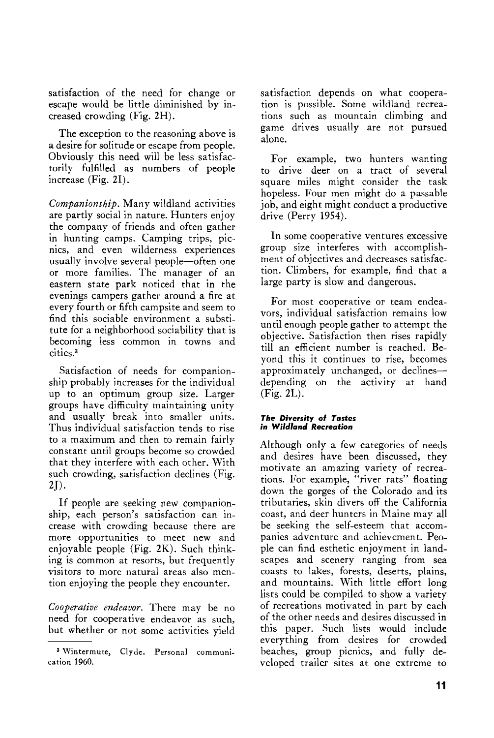satisfaction of the need for change or escape would be little diminished by increased crowding (Fig. 2H).

The exception to the reasoning above is a desire for solitude or escape from people. Obviously this need will be less satisfactorily fulfilled as numbers of people increase (Fig. 2I).

*Companionship.* Many wildland activities are partly social in nature. Hunters enjoy the company of friends and often gather in hunting camps. Camping trips, picnics, and even wilderness experiences usually involve several people—often one or more families. The manager of an eastern state park noticed that in the evenings campers gather around a fire at every fourth or fifth campsite and seem to find this sociable environment a substitute for a neighborhood sociability that is becoming less common in towns and cities.[3]

Satisfaction of needs for companionship probably increases for the individual up to an optimum group size. Larger groups have difficulty maintaining unity and usually break into smaller units. Thus individual satisfaction tends to rise to a maximum and then to remain fairly constant until groups become so crowded that they interfere with each other. With such crowding, satisfaction declines (Fig. 2J).

If people are seeking new companionship, each person's satisfaction can increase with crowding because there are more opportunities to meet new and enjoyable people (Fig. 2K). Such thinking is common at resorts, but frequently visitors to more natural areas also mention enjoying the people they encounter.

*Cooperative endeavor.* There may be no need for cooperative endeavor as such, but whether or not some activities yield satisfaction depends on what cooperation is possible. Some wildland recreations such as mountain climbing and game drives usually are not pursued alone.

For example, two hunters wanting to drive deer on a tract of several square miles might consider the task hopeless. Four men might do a passable job, and eight might conduct a productive drive (Perry 1954).

In some cooperative ventures excessive group size interferes with accomplishment of objectives and decreases satisfaction. Climbers, for example, find that a large party is slow and dangerous.

For most cooperative or team endeavors, individual satisfaction remains low until enough people gather to attempt the objective. Satisfaction then rises rapidly till an efficient number is reached. Beyond this it continues to rise, becomes approximately unchanged, or declines—depending on the activity at hand (Fig. 2L).

#### *The Diversity of Tastes in Wildland Recreation*

Although only a few categories of needs and desires have been discussed, they motivate an amazing variety of recreations. For example, "river rats" floating down the gorges of the Colorado and its tributaries, skin divers off the California coast, and deer hunters in Maine may all be seeking the self-esteem that accompanies adventure and achievement. People can find esthetic enjoyment in landscapes and scenery ranging from sea coasts to lakes, forests, deserts, plains, and mountains. With little effort long lists could be compiled to show a variety of recreations motivated in part by each of the other needs and desires discussed in this paper. Such lists would include everything from desires for crowded beaches, group picnics, and fully developed trailer sites at one extreme to

---

[3] Wintermute, Clyde. Personal communication 1960.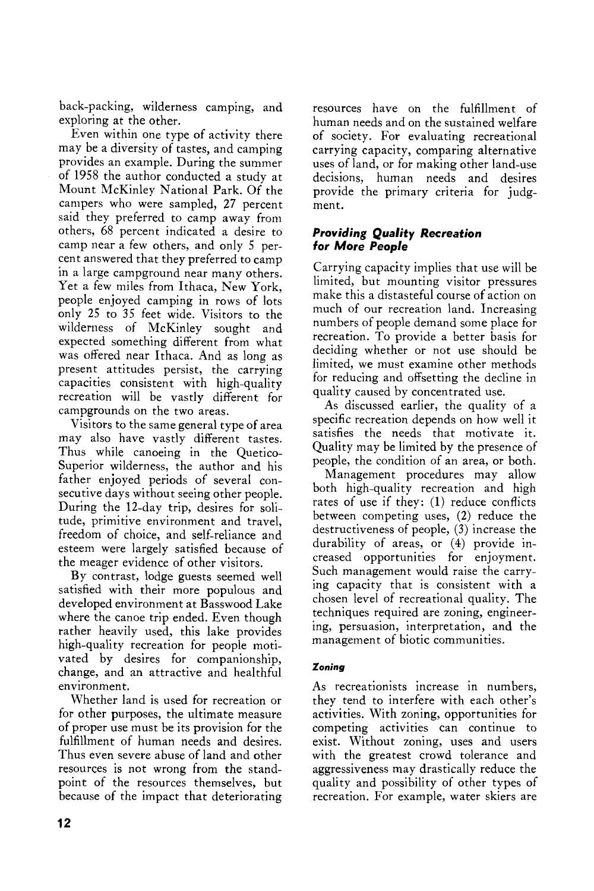back-packing, wilderness camping, and exploring at the other.

Even within one type of activity there may be a diversity of tastes, and camping provides an example. During the summer of 1958 the author conducted a study at Mount McKinley National Park. Of the campers who were sampled, 27 percent said they preferred to camp away from others, 68 percent indicated a desire to camp near a few others, and only 5 percent answered that they preferred to camp in a large campground near many others. Yet a few miles from Ithaca, New York, people enjoyed camping in rows of lots only 25 to 35 feet wide. Visitors to the wilderness of McKinley sought and expected something different from what was offered near Ithaca. And as long as present attitudes persist, the carrying capacities consistent with high-quality recreation will be vastly different for campgrounds on the two areas.

Visitors to the same general type of area may also have vastly different tastes. Thus while canoeing in the Quetico-Superior wilderness, the author and his father enjoyed periods of several consecutive days without seeing other people. During the 12-day trip, desires for solitude, primitive environment and travel, freedom of choice, and self-reliance and esteem were largely satisfied because of the meager evidence of other visitors.

By contrast, lodge guests seemed well satisfied with their more populous and developed environment at Basswood Lake where the canoe trip ended. Even though rather heavily used, this lake provides high-quality recreation for people motivated by desires for companionship, change, and an attractive and healthful environment.

Whether land is used for recreation or for other purposes, the ultimate measure of proper use must be its provision for the fulfillment of human needs and desires. Thus even severe abuse of land and other resources is not wrong from the standpoint of the resources themselves, but because of the impact that deteriorating resources have on the fulfillment of human needs and on the sustained welfare of society. For evaluating recreational carrying capacity, comparing alternative uses of land, or for making other land-use decisions, human needs and desires provide the primary criteria for judgment.

### *Providing Quality Recreation for More People*

Carrying capacity implies that use will be limited, but mounting visitor pressures make this a distasteful course of action on much of our recreation land. Increasing numbers of people demand some place for recreation. To provide a better basis for deciding whether or not use should be limited, we must examine other methods for reducing and offsetting the decline in quality caused by concentrated use.

As discussed earlier, the quality of a specific recreation depends on how well it satisfies the needs that motivate it. Quality may be limited by the presence of people, the condition of an area, or both.

Management procedures may allow both high-quality recreation and high rates of use if they: (1) reduce conflicts between competing uses, (2) reduce the destructiveness of people, (3) increase the durability of areas, or (4) provide increased opportunities for enjoyment. Such management would raise the carrying capacity that is consistent with a chosen level of recreational quality. The techniques required are zoning, engineering, persuasion, interpretation, and the management of biotic communities.

#### *Zoning*

As recreationists increase in numbers, they tend to interfere with each other's activities. With zoning, opportunities for competing activities can continue to exist. Without zoning, uses and users with the greatest crowd tolerance and aggressiveness may drastically reduce the quality and possibility of other types of recreation. For example, water skiers are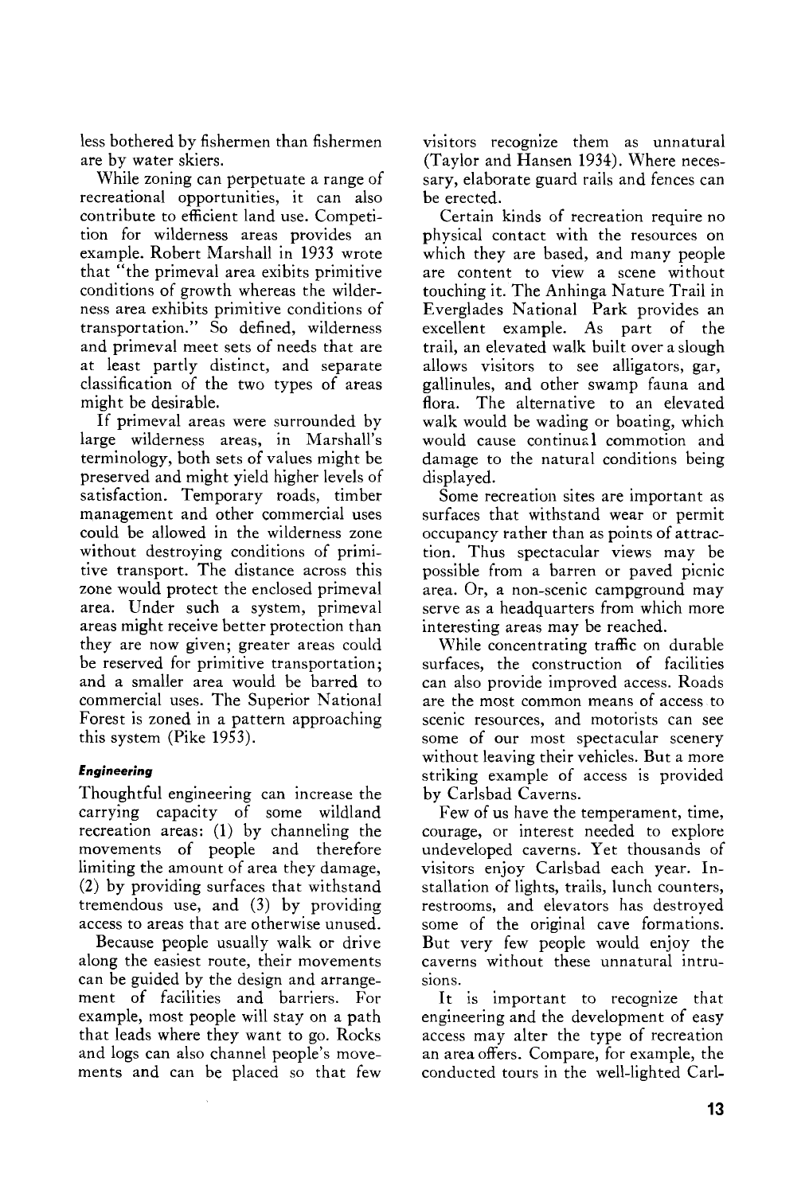less bothered by fishermen than fishermen are by water skiers.

While zoning can perpetuate a range of recreational opportunities, it can also contribute to efficient land use. Competition for wilderness areas provides an example. Robert Marshall in 1933 wrote that "the primeval area exibits primitive conditions of growth whereas the wilderness area exhibits primitive conditions of transportation." So defined, wilderness and primeval meet sets of needs that are at least partly distinct, and separate classification of the two types of areas might be desirable.

If primeval areas were surrounded by large wilderness areas, in Marshall's terminology, both sets of values might be preserved and might yield higher levels of satisfaction. Temporary roads, timber management and other commercial uses could be allowed in the wilderness zone without destroying conditions of primitive transport. The distance across this zone would protect the enclosed primeval area. Under such a system, primeval areas might receive better protection than they are now given; greater areas could be reserved for primitive transportation; and a smaller area would be barred to commercial uses. The Superior National Forest is zoned in a pattern approaching this system (Pike 1953).

#### *Engineering*

Thoughtful engineering can increase the carrying capacity of some wildland recreation areas: (1) by channeling the movements of people and therefore limiting the amount of area they damage, (2) by providing surfaces that withstand tremendous use, and (3) by providing access to areas that are otherwise unused.

Because people usually walk or drive along the easiest route, their movements can be guided by the design and arrangement of facilities and barriers. For example, most people will stay on a path that leads where they want to go. Rocks and logs can also channel people's movements and can be placed so that few visitors recognize them as unnatural (Taylor and Hansen 1934). Where necessary, elaborate guard rails and fences can be erected.

Certain kinds of recreation require no physical contact with the resources on which they are based, and many people are content to view a scene without touching it. The Anhinga Nature Trail in Everglades National Park provides an excellent example. As part of the trail, an elevated walk built over a slough allows visitors to see alligators, gar, gallinules, and other swamp fauna and flora. The alternative to an elevated walk would be wading or boating, which would cause continual commotion and damage to the natural conditions being displayed.

Some recreation sites are important as surfaces that withstand wear or permit occupancy rather than as points of attraction. Thus spectacular views may be possible from a barren or paved picnic area. Or, a non-scenic campground may serve as a headquarters from which more interesting areas may be reached.

While concentrating traffic on durable surfaces, the construction of facilities can also provide improved access. Roads are the most common means of access to scenic resources, and motorists can see some of our most spectacular scenery without leaving their vehicles. But a more striking example of access is provided by Carlsbad Caverns.

Few of us have the temperament, time, courage, or interest needed to explore undeveloped caverns. Yet thousands of visitors enjoy Carlsbad each year. Installation of lights, trails, lunch counters, restrooms, and elevators has destroyed some of the original cave formations. But very few people would enjoy the caverns without these unnatural intrusions.

It is important to recognize that engineering and the development of easy access may alter the type of recreation an area offers. Compare, for example, the conducted tours in the well-lighted Carl-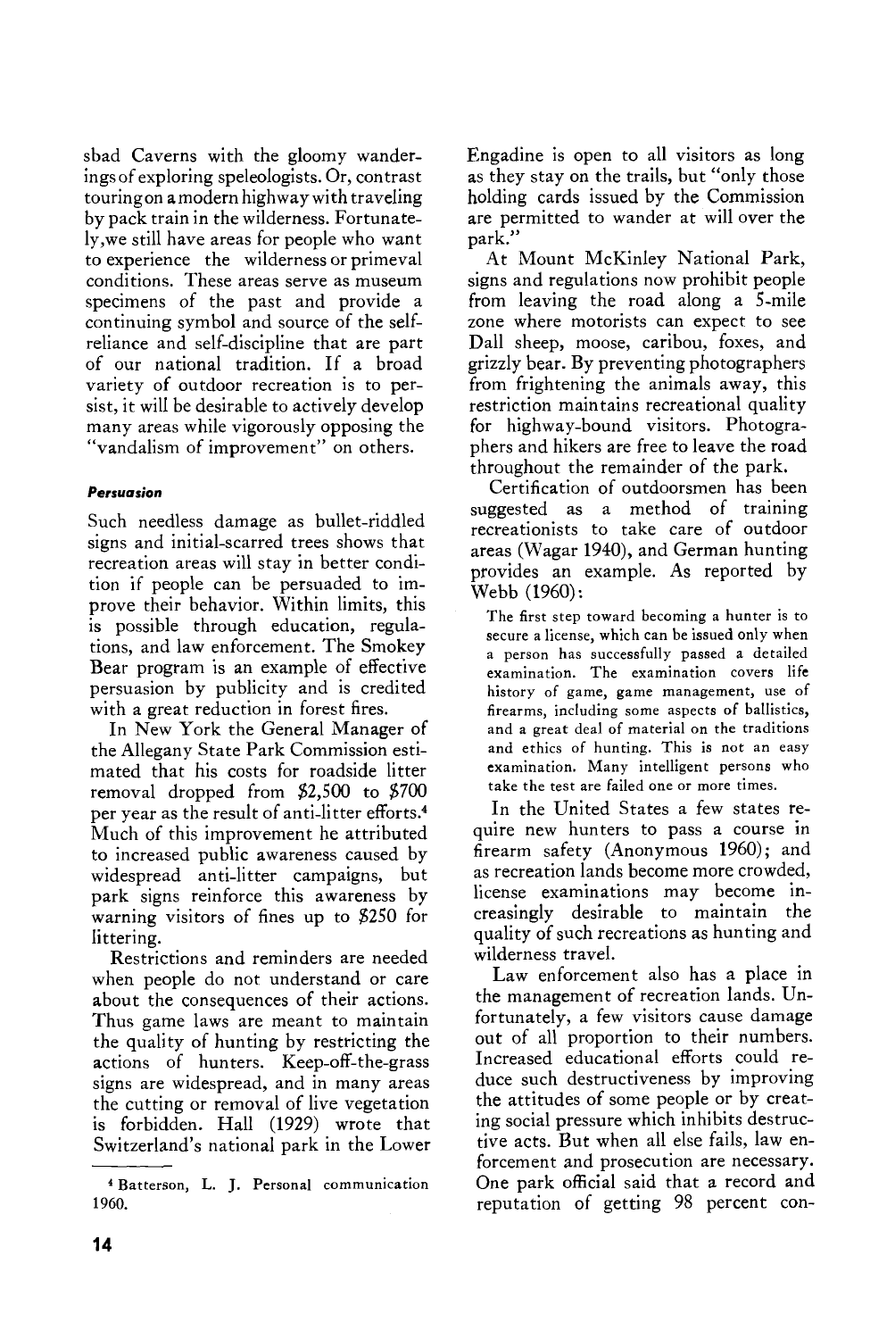sbad Caverns with the gloomy wanderings of exploring speleologists. Or, contrast touring on a modern highway with traveling by pack train in the wilderness. Fortunately, we still have areas for people who want to experience the wilderness or primeval conditions. These areas serve as museum specimens of the past and provide a continuing symbol and source of the self-reliance and self-discipline that are part of our national tradition. If a broad variety of outdoor recreation is to persist, it will be desirable to actively develop many areas while vigorously opposing the "vandalism of improvement" on others.

#### *Persuasion*

Such needless damage as bullet-riddled signs and initial-scarred trees shows that recreation areas will stay in better condition if people can be persuaded to improve their behavior. Within limits, this is possible through education, regulations, and law enforcement. The Smokey Bear program is an example of effective persuasion by publicity and is credited with a great reduction in forest fires.

In New York the General Manager of the Allegany State Park Commission estimated that his costs for roadside litter removal dropped from $2,500 to $700 per year as the result of anti-litter efforts.[4] Much of this improvement he attributed to increased public awareness caused by widespread anti-litter campaigns, but park signs reinforce this awareness by warning visitors of fines up to $250 for littering.

Restrictions and reminders are needed when people do not understand or care about the consequences of their actions. Thus game laws are meant to maintain the quality of hunting by restricting the actions of hunters. Keep-off-the-grass signs are widespread, and in many areas the cutting or removal of live vegetation is forbidden. Hall (1929) wrote that Switzerland's national park in the Lower Engadine is open to all visitors as long as they stay on the trails, but "only those holding cards issued by the Commission are permitted to wander at will over the park."

At Mount McKinley National Park, signs and regulations now prohibit people from leaving the road along a 5-mile zone where motorists can expect to see Dall sheep, moose, caribou, foxes, and grizzly bear. By preventing photographers from frightening the animals away, this restriction maintains recreational quality for highway-bound visitors. Photographers and hikers are free to leave the road throughout the remainder of the park.

Certification of outdoorsmen has been suggested as a method of training recreationists to take care of outdoor areas (Wagar 1940), and German hunting provides an example. As reported by Webb (1960):

> The first step toward becoming a hunter is to secure a license, which can be issued only when a person has successfully passed a detailed examination. The examination covers life history of game, game management, use of firearms, including some aspects of ballistics, and a great deal of material on the traditions and ethics of hunting. This is not an easy examination. Many intelligent persons who take the test are failed one or more times.

In the United States a few states require new hunters to pass a course in firearm safety (Anonymous 1960); and as recreation lands become more crowded, license examinations may become increasingly desirable to maintain the quality of such recreations as hunting and wilderness travel.

Law enforcement also has a place in the management of recreation lands. Unfortunately, a few visitors cause damage out of all proportion to their numbers. Increased educational efforts could reduce such destructiveness by improving the attitudes of some people or by creating social pressure which inhibits destructive acts. But when all else fails, law enforcement and prosecution are necessary. One park official said that a record and reputation of getting 98 percent con-

---

[4] Batterson, L. J. Personal communication 1960.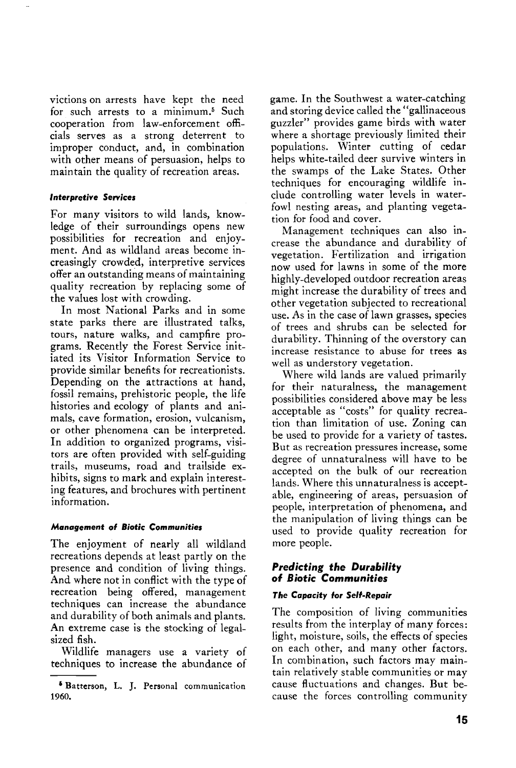victions on arrests have kept the need for such arrests to a minimum.[5] Such cooperation from law-enforcement officials serves as a strong deterrent to improper conduct, and, in combination with other means of persuasion, helps to maintain the quality of recreation areas.

#### *Interpretive Services*

For many visitors to wild lands, knowledge of their surroundings opens new possibilities for recreation and enjoyment. And as wildland areas become increasingly crowded, interpretive services offer an outstanding means of maintaining quality recreation by replacing some of the values lost with crowding.

In most National Parks and in some state parks there are illustrated talks, tours, nature walks, and campfire programs. Recently the Forest Service initiated its Visitor Information Service to provide similar benefits for recreationists. Depending on the attractions at hand, fossil remains, prehistoric people, the life histories and ecology of plants and animals, cave formation, erosion, vulcanism, or other phenomena can be interpreted. In addition to organized programs, visitors are often provided with self-guiding trails, museums, road and trailside exhibits, signs to mark and explain interesting features, and brochures with pertinent information.

#### *Management of Biotic Communities*

The enjoyment of nearly all wildland recreations depends at least partly on the presence and condition of living things. And where not in conflict with the type of recreation being offered, management techniques can increase the abundance and durability of both animals and plants. An extreme case is the stocking of legal-sized fish.

Wildlife managers use a variety of techniques to increase the abundance of game. In the Southwest a water-catching and storing device called the "gallinaceous guzzler" provides game birds with water where a shortage previously limited their populations. Winter cutting of cedar helps white-tailed deer survive winters in the swamps of the Lake States. Other techniques for encouraging wildlife include controlling water levels in waterfowl nesting areas, and planting vegetation for food and cover.

Management techniques can also increase the abundance and durability of vegetation. Fertilization and irrigation now used for lawns in some of the more highly-developed outdoor recreation areas might increase the durability of trees and other vegetation subjected to recreational use. As in the case of lawn grasses, species of trees and shrubs can be selected for durability. Thinning of the overstory can increase resistance to abuse for trees as well as understory vegetation.

Where wild lands are valued primarily for their naturalness, the management possibilities considered above may be less acceptable as "costs" for quality recreation than limitation of use. Zoning can be used to provide for a variety of tastes. But as recreation pressures increase, some degree of unnaturalness will have to be accepted on the bulk of our recreation lands. Where this unnaturalness is acceptable, engineering of areas, persuasion of people, interpretation of phenomena, and the manipulation of living things can be used to provide quality recreation for more people.

### *Predicting the Durability of Biotic Communities*

#### *The Capacity for Self-Repair*

The composition of living communities results from the interplay of many forces: light, moisture, soils, the effects of species on each other, and many other factors. In combination, such factors may maintain relatively stable communities or may cause fluctuations and changes. But because the forces controlling community

---

[5] Batterson, L. J. Personal communication 1960.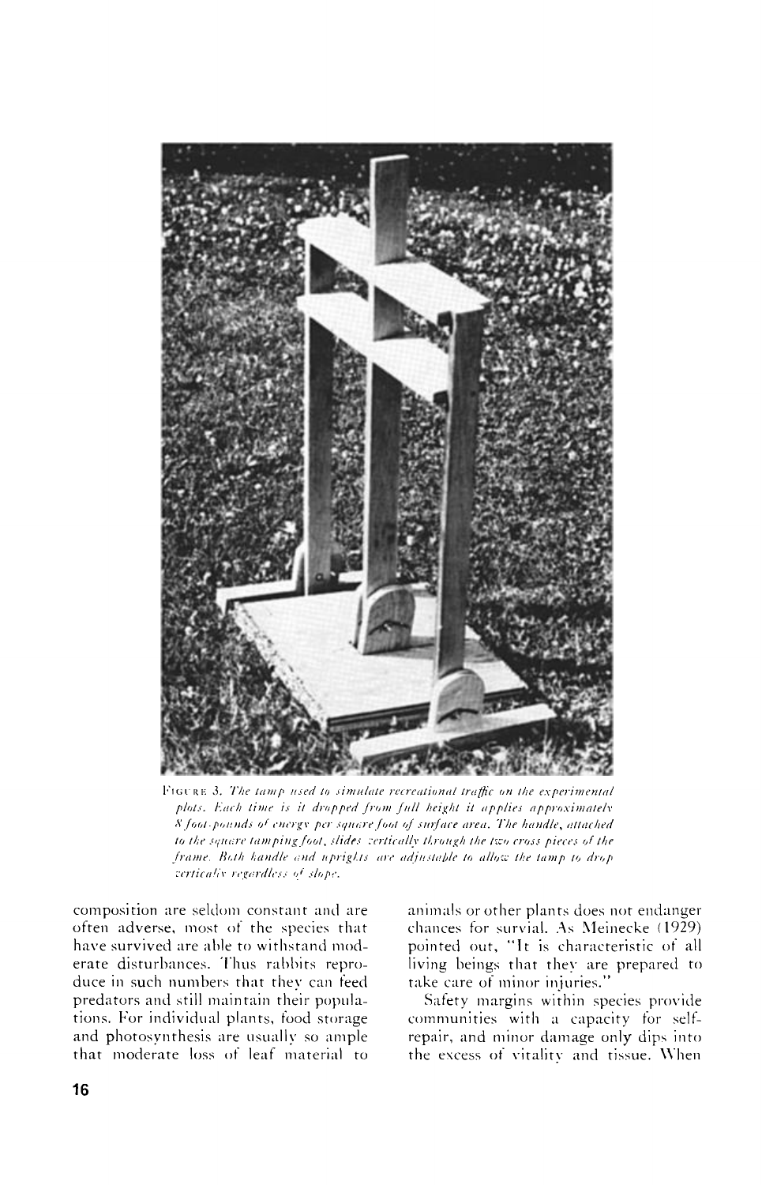FIGURE 3. *The tamp used to simulate recreational traffic on the experimental plots. Each time is it dropped from full height it applies approximately 8 foot-pounds of energy per square foot of surface area. The handle, attached to the square tamping foot, slides vertically through the two cross pieces of the frame. Both handle and uprights are adjustable to allow the tamp to drop vertically regardless of slope.*

composition are seldom constant and are often adverse, most of the species that have survived are able to withstand moderate disturbances. Thus rabbits reproduce in such numbers that they can feed predators and still maintain their populations. For individual plants, food storage and photosynthesis are usually so ample that moderate loss of leaf material to animals or other plants does not endanger chances for survial. As Meinecke (1929) pointed out, "It is characteristic of all living beings that they are prepared to take care of minor injuries."

Safety margins within species provide communities with a capacity for self-repair, and minor damage only dips into the excess of vitality and tissue. When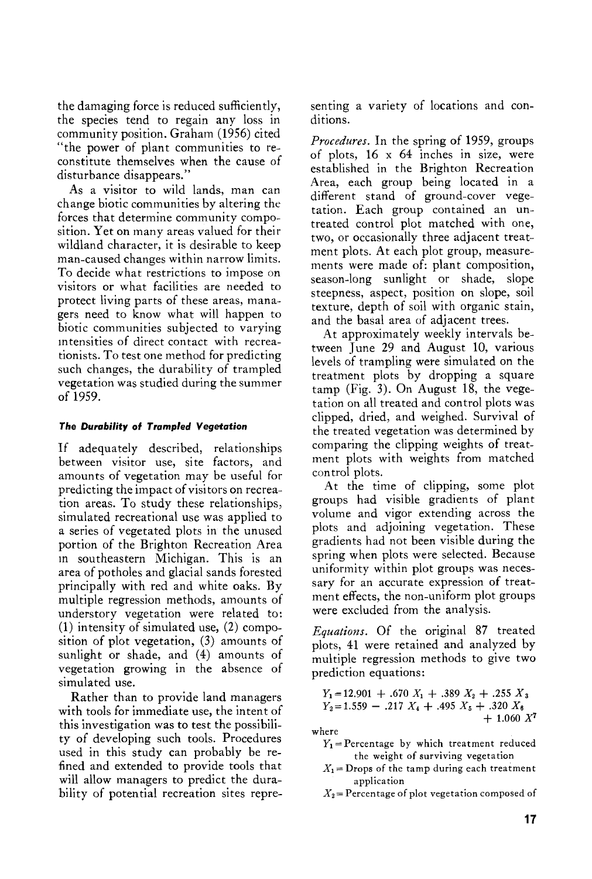the damaging force is reduced sufficiently, the species tend to regain any loss in community position. Graham (1956) cited "the power of plant communities to reconstitute themselves when the cause of disturbance disappears."

As a visitor to wild lands, man can change biotic communities by altering the forces that determine community composition. Yet on many areas valued for their wildland character, it is desirable to keep man-caused changes within narrow limits. To decide what restrictions to impose on visitors or what facilities are needed to protect living parts of these areas, managers need to know what will happen to biotic communities subjected to varying intensities of direct contact with recreationists. To test one method for predicting such changes, the durability of trampled vegetation was studied during the summer of 1959.

### The Durability of Trampled Vegetation

If adequately described, relationships between visitor use, site factors, and amounts of vegetation may be useful for predicting the impact of visitors on recreation areas. To study these relationships, simulated recreational use was applied to a series of vegetated plots in the unused portion of the Brighton Recreation Area in southeastern Michigan. This is an area of potholes and glacial sands forested principally with red and white oaks. By multiple regression methods, amounts of understory vegetation were related to: (1) intensity of simulated use, (2) composition of plot vegetation, (3) amounts of sunlight or shade, and (4) amounts of vegetation growing in the absence of simulated use.

Rather than to provide land managers with tools for immediate use, the intent of this investigation was to test the possibility of developing such tools. Procedures used in this study can probably be refined and extended to provide tools that will allow managers to predict the durability of potential recreation sites representing a variety of locations and conditions.

*Procedures.* In the spring of 1959, groups of plots, 16 x 64 inches in size, were established in the Brighton Recreation Area, each group being located in a different stand of ground-cover vegetation. Each group contained an untreated control plot matched with one, two, or occasionally three adjacent treatment plots. At each plot group, measurements were made of: plant composition, season-long sunlight or shade, slope steepness, aspect, position on slope, soil texture, depth of soil with organic stain, and the basal area of adjacent trees.

At approximately weekly intervals between June 29 and August 10, various levels of trampling were simulated on the treatment plots by dropping a square tamp (Fig. 3). On August 18, the vegetation on all treated and control plots was clipped, dried, and weighed. Survival of the treated vegetation was determined by comparing the clipping weights of treatment plots with weights from matched control plots.

At the time of clipping, some plot groups had visible gradients of plant volume and vigor extending across the plots and adjoining vegetation. These gradients had not been visible during the spring when plots were selected. Because uniformity within plot groups was necessary for an accurate expression of treatment effects, the non-uniform plot groups were excluded from the analysis.

*Equations.* Of the original 87 treated plots, 41 were retained and analyzed by multiple regression methods to give two prediction equations:

$$Y_1 = 12.901 + .670\,X_1 + .389\,X_2 + .255\,X_3$$

$$Y_2 = 1.559 - .217\,X_4 + .495\,X_5 + .320\,X_6 + 1.060\,X^7$$

where

$Y_1$ = Percentage by which treatment reduced the weight of surviving vegetation

$X_1$ = Drops of the tamp during each treatment application

$X_2$ = Percentage of plot vegetation composed of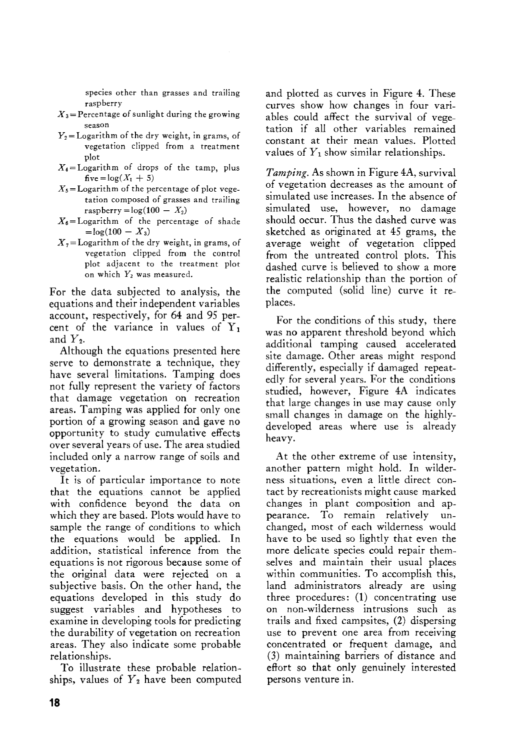species other than grasses and trailing raspberry

$X_3$ = Percentage of sunlight during the growing season

$Y_2$ = Logarithm of the dry weight, in grams, of vegetation clipped from a treatment plot

$X_4$ = Logarithm of drops of the tamp, plus five = $\log(X_1 + 5)$

$X_5$ = Logarithm of the percentage of plot vegetation composed of grasses and trailing raspberry = $\log(100 - X_2)$

$X_6$ = Logarithm of the percentage of shade = $\log(100 - X_3)$

$X_7$ = Logarithm of the dry weight, in grams, of vegetation clipped from the control plot adjacent to the treatment plot on which $Y_2$ was measured.

For the data subjected to analysis, the equations and their independent variables account, respectively, for 64 and 95 percent of the variance in values of $Y_1$ and $Y_2$.

Although the equations presented here serve to demonstrate a technique, they have several limitations. Tamping does not fully represent the variety of factors that damage vegetation on recreation areas. Tamping was applied for only one portion of a growing season and gave no opportunity to study cumulative effects over several years of use. The area studied included only a narrow range of soils and vegetation.

It is of particular importance to note that the equations cannot be applied with confidence beyond the data on which they are based. Plots would have to sample the range of conditions to which the equations would be applied. In addition, statistical inference from the equations is not rigorous because some of the original data were rejected on a subjective basis. On the other hand, the equations developed in this study do suggest variables and hypotheses to examine in developing tools for predicting the durability of vegetation on recreation areas. They also indicate some probable relationships.

To illustrate these probable relationships, values of $Y_2$ have been computed and plotted as curves in Figure 4. These curves show how changes in four variables could affect the survival of vegetation if all other variables remained constant at their mean values. Plotted values of $Y_1$ show similar relationships.

*Tamping.* As shown in Figure 4A, survival of vegetation decreases as the amount of simulated use increases. In the absence of simulated use, however, no damage should occur. Thus the dashed curve was sketched as originated at 45 grams, the average weight of vegetation clipped from the untreated control plots. This dashed curve is believed to show a more realistic relationship than the portion of the computed (solid line) curve it replaces.

For the conditions of this study, there was no apparent threshold beyond which additional tamping caused accelerated site damage. Other areas might respond differently, especially if damaged repeatedly for several years. For the conditions studied, however, Figure 4A indicates that large changes in use may cause only small changes in damage on the highly-developed areas where use is already heavy.

At the other extreme of use intensity, another pattern might hold. In wilderness situations, even a little direct contact by recreationists might cause marked changes in plant composition and appearance. To remain relatively unchanged, most of each wilderness would have to be used so lightly that even the more delicate species could repair themselves and maintain their usual places within communities. To accomplish this, land administrators already are using three procedures: (1) concentrating use on non-wilderness intrusions such as trails and fixed campsites, (2) dispersing use to prevent one area from receiving concentrated or frequent damage, and (3) maintaining barriers of distance and effort so that only genuinely interested persons venture in.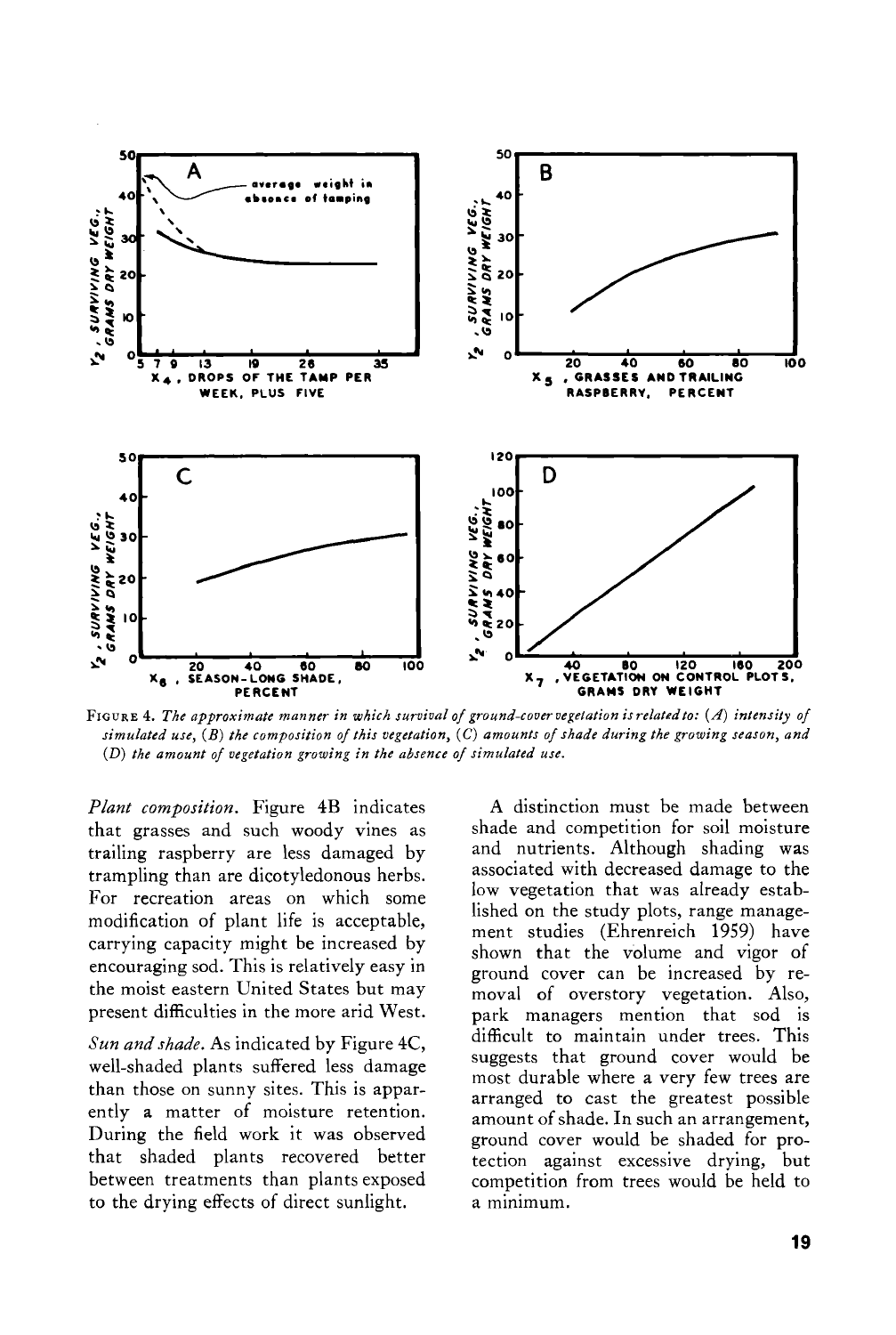FIGURE 4. *The approximate manner in which survival of ground-cover vegetation is related to: (A) intensity of simulated use, (B) the composition of this vegetation, (C) amounts of shade during the growing season, and (D) the amount of vegetation growing in the absence of simulated use.*

*Plant composition.* Figure 4B indicates that grasses and such woody vines as trailing raspberry are less damaged by trampling than are dicotyledonous herbs. For recreation areas on which some modification of plant life is acceptable, carrying capacity might be increased by encouraging sod. This is relatively easy in the moist eastern United States but may present difficulties in the more arid West.

*Sun and shade.* As indicated by Figure 4C, well-shaded plants suffered less damage than those on sunny sites. This is apparently a matter of moisture retention. During the field work it was observed that shaded plants recovered better between treatments than plants exposed to the drying effects of direct sunlight.

A distinction must be made between shade and competition for soil moisture and nutrients. Although shading was associated with decreased damage to the low vegetation that was already established on the study plots, range management studies (Ehrenreich 1959) have shown that the volume and vigor of ground cover can be increased by removal of overstory vegetation. Also, park managers mention that sod is difficult to maintain under trees. This suggests that ground cover would be most durable where a very few trees are arranged to cast the greatest possible amount of shade. In such an arrangement, ground cover would be shaded for protection against excessive drying, but competition from trees would be held to a minimum.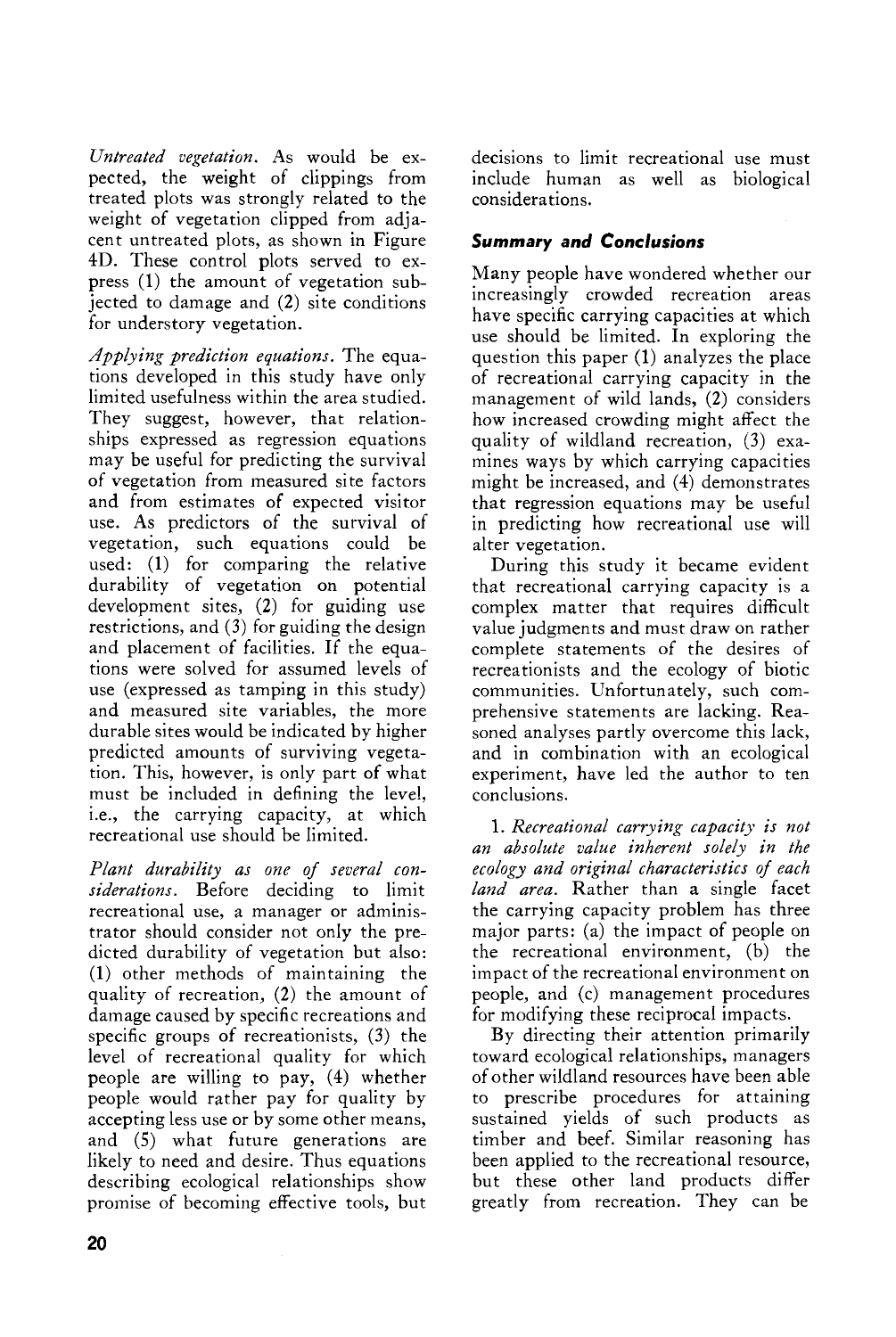*Untreated vegetation.* As would be expected, the weight of clippings from treated plots was strongly related to the weight of vegetation clipped from adjacent untreated plots, as shown in Figure 4D. These control plots served to express (1) the amount of vegetation subjected to damage and (2) site conditions for understory vegetation.

*Applying prediction equations.* The equations developed in this study have only limited usefulness within the area studied. They suggest, however, that relationships expressed as regression equations may be useful for predicting the survival of vegetation from measured site factors and from estimates of expected visitor use. As predictors of the survival of vegetation, such equations could be used: (1) for comparing the relative durability of vegetation on potential development sites, (2) for guiding use restrictions, and (3) for guiding the design and placement of facilities. If the equations were solved for assumed levels of use (expressed as tamping in this study) and measured site variables, the more durable sites would be indicated by higher predicted amounts of surviving vegetation. This, however, is only part of what must be included in defining the level, i.e., the carrying capacity, at which recreational use should be limited.

*Plant durability as one of several considerations.* Before deciding to limit recreational use, a manager or administrator should consider not only the predicted durability of vegetation but also: (1) other methods of maintaining the quality of recreation, (2) the amount of damage caused by specific recreations and specific groups of recreationists, (3) the level of recreational quality for which people are willing to pay, (4) whether people would rather pay for quality by accepting less use or by some other means, and (5) what future generations are likely to need and desire. Thus equations describing ecological relationships show promise of becoming effective tools, but decisions to limit recreational use must include human as well as biological considerations.

## Summary and Conclusions

Many people have wondered whether our increasingly crowded recreation areas have specific carrying capacities at which use should be limited. In exploring the question this paper (1) analyzes the place of recreational carrying capacity in the management of wild lands, (2) considers how increased crowding might affect the quality of wildland recreation, (3) examines ways by which carrying capacities might be increased, and (4) demonstrates that regression equations may be useful in predicting how recreational use will alter vegetation.

During this study it became evident that recreational carrying capacity is a complex matter that requires difficult value judgments and must draw on rather complete statements of the desires of recreationists and the ecology of biotic communities. Unfortunately, such comprehensive statements are lacking. Reasoned analyses partly overcome this lack, and in combination with an ecological experiment, have led the author to ten conclusions.

1. *Recreational carrying capacity is not an absolute value inherent solely in the ecology and original characteristics of each land area.* Rather than a single facet the carrying capacity problem has three major parts: (a) the impact of people on the recreational environment, (b) the impact of the recreational environment on people, and (c) management procedures for modifying these reciprocal impacts.

By directing their attention primarily toward ecological relationships, managers of other wildland resources have been able to prescribe procedures for attaining sustained yields of such products as timber and beef. Similar reasoning has been applied to the recreational resource, but these other land products differ greatly from recreation. They can be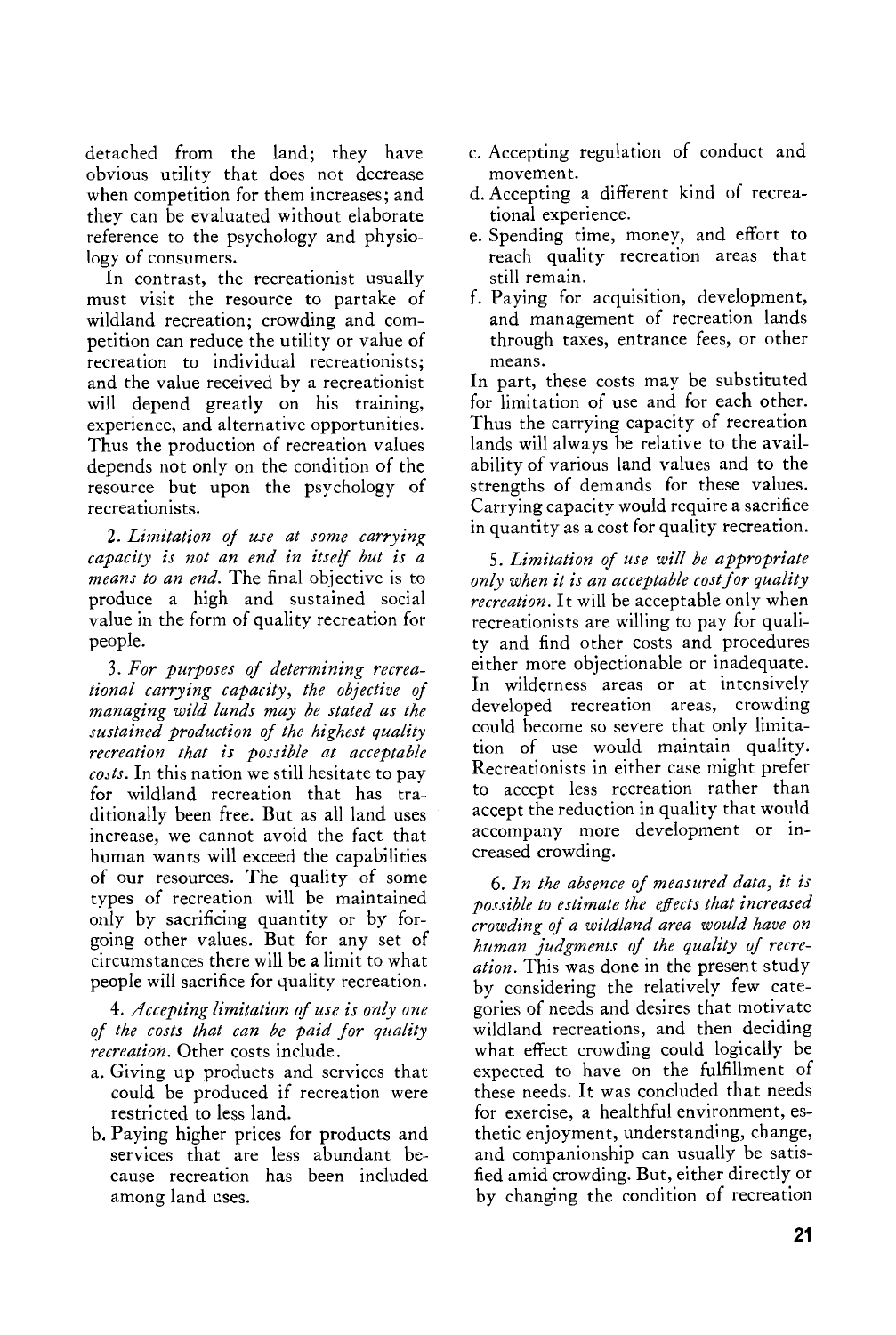detached from the land; they have obvious utility that does not decrease when competition for them increases; and they can be evaluated without elaborate reference to the psychology and physiology of consumers.

In contrast, the recreationist usually must visit the resource to partake of wildland recreation; crowding and competition can reduce the utility or value of recreation to individual recreationists; and the value received by a recreationist will depend greatly on his training, experience, and alternative opportunities. Thus the production of recreation values depends not only on the condition of the resource but upon the psychology of recreationists.

2. *Limitation of use at some carrying capacity is not an end in itself but is a means to an end.* The final objective is to produce a high and sustained social value in the form of quality recreation for people.

3. *For purposes of determining recreational carrying capacity, the objective of managing wild lands may be stated as the sustained production of the highest quality recreation that is possible at acceptable costs.* In this nation we still hesitate to pay for wildland recreation that has traditionally been free. But as all land uses increase, we cannot avoid the fact that human wants will exceed the capabilities of our resources. The quality of some types of recreation will be maintained only by sacrificing quantity or by forgoing other values. But for any set of circumstances there will be a limit to what people will sacrifice for quality recreation.

4. *Accepting limitation of use is only one of the costs that can be paid for quality recreation.* Other costs include.

a. Giving up products and services that could be produced if recreation were restricted to less land.
b. Paying higher prices for products and services that are less abundant because recreation has been included among land uses.
c. Accepting regulation of conduct and movement.
d. Accepting a different kind of recreational experience.
e. Spending time, money, and effort to reach quality recreation areas that still remain.
f. Paying for acquisition, development, and management of recreation lands through taxes, entrance fees, or other means.

In part, these costs may be substituted for limitation of use and for each other. Thus the carrying capacity of recreation lands will always be relative to the availability of various land values and to the strengths of demands for these values. Carrying capacity would require a sacrifice in quantity as a cost for quality recreation.

5. *Limitation of use will be appropriate only when it is an acceptable cost for quality recreation.* It will be acceptable only when recreationists are willing to pay for quality and find other costs and procedures either more objectionable or inadequate. In wilderness areas or at intensively developed recreation areas, crowding could become so severe that only limitation of use would maintain quality. Recreationists in either case might prefer to accept less recreation rather than accept the reduction in quality that would accompany more development or increased crowding.

6. *In the absence of measured data, it is possible to estimate the effects that increased crowding of a wildland area would have on human judgments of the quality of recreation.* This was done in the present study by considering the relatively few categories of needs and desires that motivate wildland recreations, and then deciding what effect crowding could logically be expected to have on the fulfillment of these needs. It was concluded that needs for exercise, a healthful environment, esthetic enjoyment, understanding, change, and companionship can usually be satisfied amid crowding. But, either directly or by changing the condition of recreation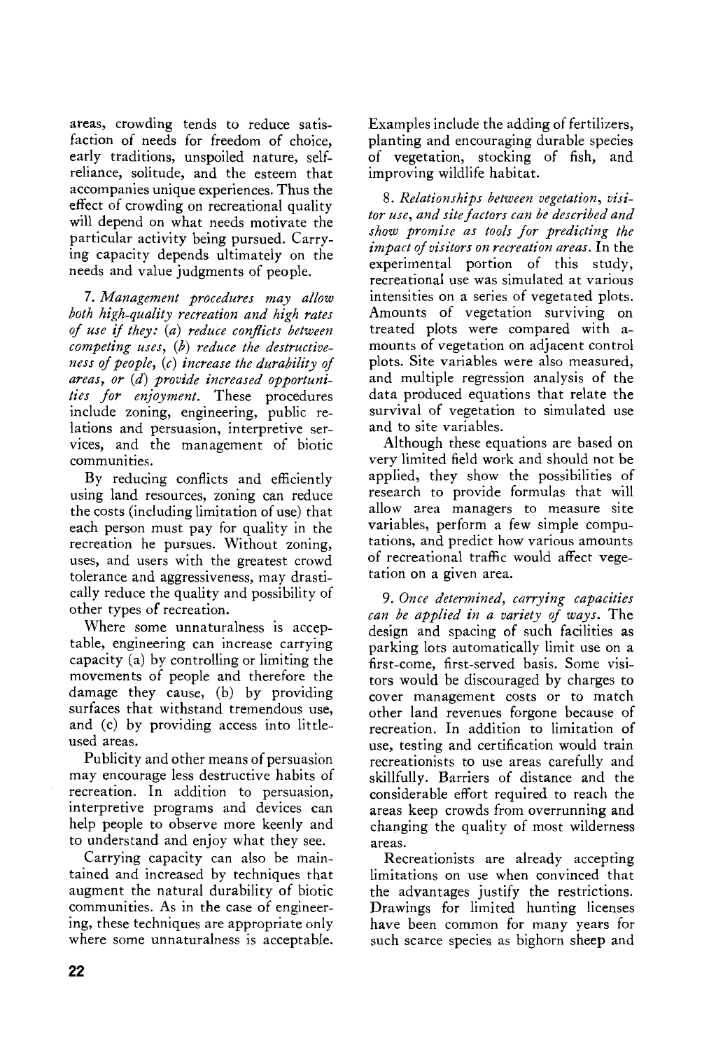areas, crowding tends to reduce satisfaction of needs for freedom of choice, early traditions, unspoiled nature, self-reliance, solitude, and the esteem that accompanies unique experiences. Thus the effect of crowding on recreational quality will depend on what needs motivate the particular activity being pursued. Carrying capacity depends ultimately on the needs and value judgments of people.

7. *Management procedures may allow both high-quality recreation and high rates of use if they: (a) reduce conflicts between competing uses, (b) reduce the destructiveness of people, (c) increase the durability of areas, or (d) provide increased opportunities for enjoyment.* These procedures include zoning, engineering, public relations and persuasion, interpretive services, and the management of biotic communities.

By reducing conflicts and efficiently using land resources, zoning can reduce the costs (including limitation of use) that each person must pay for quality in the recreation he pursues. Without zoning, uses, and users with the greatest crowd tolerance and aggressiveness, may drastically reduce the quality and possibility of other types of recreation.

Where some unnaturalness is acceptable, engineering can increase carrying capacity (a) by controlling or limiting the movements of people and therefore the damage they cause, (b) by providing surfaces that withstand tremendous use, and (c) by providing access into little-used areas.

Publicity and other means of persuasion may encourage less destructive habits of recreation. In addition to persuasion, interpretive programs and devices can help people to observe more keenly and to understand and enjoy what they see.

Carrying capacity can also be maintained and increased by techniques that augment the natural durability of biotic communities. As in the case of engineering, these techniques are appropriate only where some unnaturalness is acceptable. Examples include the adding of fertilizers, planting and encouraging durable species of vegetation, stocking of fish, and improving wildlife habitat.

8. *Relationships between vegetation, visitor use, and site factors can be described and show promise as tools for predicting the impact of visitors on recreation areas.* In the experimental portion of this study, recreational use was simulated at various intensities on a series of vegetated plots. Amounts of vegetation surviving on treated plots were compared with amounts of vegetation on adjacent control plots. Site variables were also measured, and multiple regression analysis of the data produced equations that relate the survival of vegetation to simulated use and to site variables.

Although these equations are based on very limited field work and should not be applied, they show the possibilities of research to provide formulas that will allow area managers to measure site variables, perform a few simple computations, and predict how various amounts of recreational traffic would affect vegetation on a given area.

9. *Once determined, carrying capacities can be applied in a variety of ways.* The design and spacing of such facilities as parking lots automatically limit use on a first-come, first-served basis. Some visitors would be discouraged by charges to cover management costs or to match other land revenues forgone because of recreation. In addition to limitation of use, testing and certification would train recreationists to use areas carefully and skillfully. Barriers of distance and the considerable effort required to reach the areas keep crowds from overrunning and changing the quality of most wilderness areas.

Recreationists are already accepting limitations on use when convinced that the advantages justify the restrictions. Drawings for limited hunting licenses have been common for many years for such scarce species as bighorn sheep and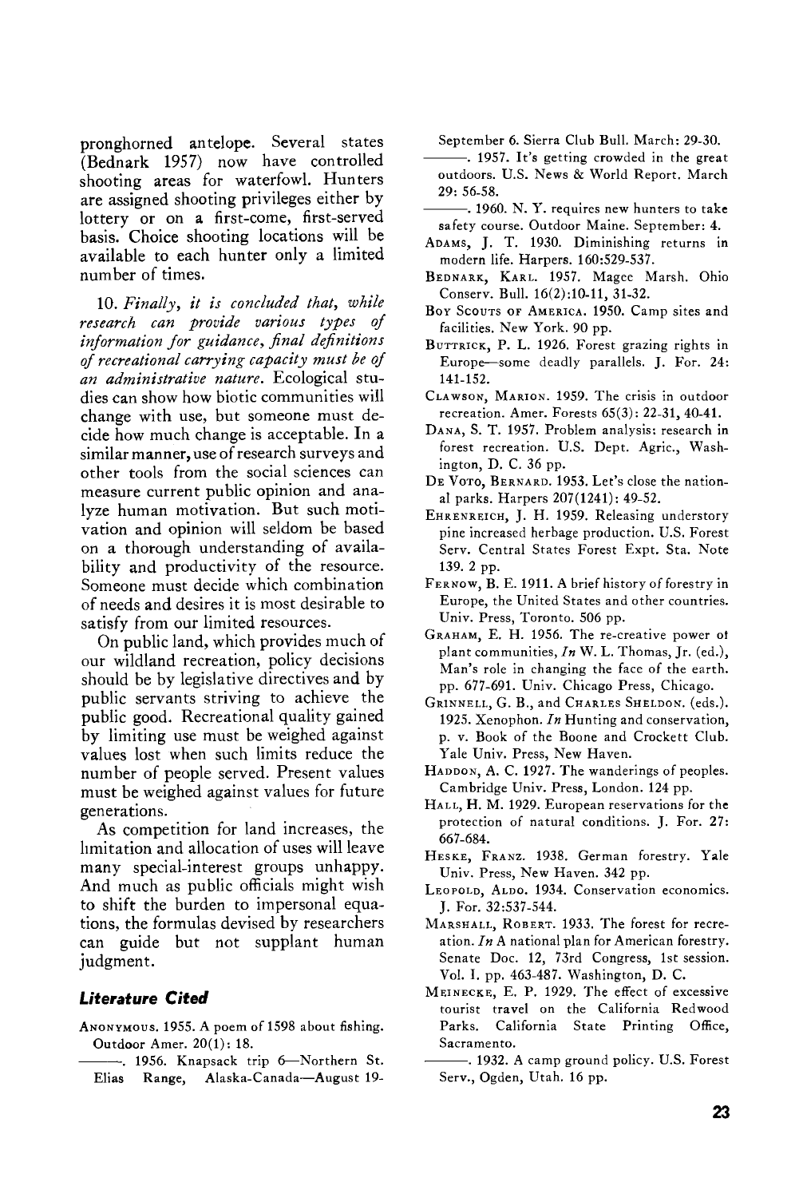pronghorned antelope. Several states (Bednark 1957) now have controlled shooting areas for waterfowl. Hunters are assigned shooting privileges either by lottery or on a first-come, first-served basis. Choice shooting locations will be available to each hunter only a limited number of times.

10. *Finally, it is concluded that, while research can provide various types of information for guidance, final definitions of recreational carrying capacity must be of an administrative nature.* Ecological studies can show how biotic communities will change with use, but someone must decide how much change is acceptable. In a similar manner, use of research surveys and other tools from the social sciences can measure current public opinion and analyze human motivation. But such motivation and opinion will seldom be based on a thorough understanding of availability and productivity of the resource. Someone must decide which combination of needs and desires it is most desirable to satisfy from our limited resources.

On public land, which provides much of our wildland recreation, policy decisions should be by legislative directives and by public servants striving to achieve the public good. Recreational quality gained by limiting use must be weighed against values lost when such limits reduce the number of people served. Present values must be weighed against values for future generations.

As competition for land increases, the limitation and allocation of uses will leave many special-interest groups unhappy. And much as public officials might wish to shift the burden to impersonal equations, the formulas devised by researchers can guide but not supplant human judgment.

## Literature Cited

Anonymous. 1955. A poem of 1598 about fishing. Outdoor Amer. 20(1): 18.

———. 1956. Knapsack trip 6—Northern St. Elias Range, Alaska-Canada—August 19-September 6. Sierra Club Bull. March: 29-30.

———. 1957. It's getting crowded in the great outdoors. U.S. News & World Report. March 29: 56-58.

———. 1960. N. Y. requires new hunters to take safety course. Outdoor Maine. September: 4.

Adams, J. T. 1930. Diminishing returns in modern life. Harpers. 160:529-537.

Bednark, Karl. 1957. Magee Marsh. Ohio Conserv. Bull. 16(2):10-11, 31-32.

Boy Scouts of America. 1950. Camp sites and facilities. New York. 90 pp.

Buttrick, P. L. 1926. Forest grazing rights in Europe—some deadly parallels. J. For. 24: 141-152.

Clawson, Marion. 1959. The crisis in outdoor recreation. Amer. Forests 65(3): 22-31, 40-41.

Dana, S. T. 1957. Problem analysis: research in forest recreation. U.S. Dept. Agric., Washington, D. C. 36 pp.

De Voto, Bernard. 1953. Let's close the national parks. Harpers 207(1241): 49-52.

Ehrenreich, J. H. 1959. Releasing understory pine increased herbage production. U.S. Forest Serv. Central States Forest Expt. Sta. Note 139. 2 pp.

Fernow, B. E. 1911. A brief history of forestry in Europe, the United States and other countries. Univ. Press, Toronto. 506 pp.

Graham, E. H. 1956. The re-creative power of plant communities, *In* W. L. Thomas, Jr. (ed.), Man's role in changing the face of the earth. pp. 677-691. Univ. Chicago Press, Chicago.

Grinnell, G. B., and Charles Sheldon. (eds.). 1925. Xenophon. *In* Hunting and conservation, p. v. Book of the Boone and Crockett Club. Yale Univ. Press, New Haven.

Haddon, A. C. 1927. The wanderings of peoples. Cambridge Univ. Press, London. 124 pp.

Hall, H. M. 1929. European reservations for the protection of natural conditions. J. For. 27: 667-684.

Heske, Franz. 1938. German forestry. Yale Univ. Press, New Haven. 342 pp.

Leopold, Aldo. 1934. Conservation economics. J. For. 32:537-544.

Marshall, Robert. 1933. The forest for recreation. *In* A national plan for American forestry. Senate Doc. 12, 73rd Congress, 1st session. Vol. I. pp. 463-487. Washington, D. C.

Meinecke, E. P. 1929. The effect of excessive tourist travel on the California Redwood Parks. California State Printing Office, Sacramento.

———. 1932. A camp ground policy. U.S. Forest Serv., Ogden, Utah. 16 pp.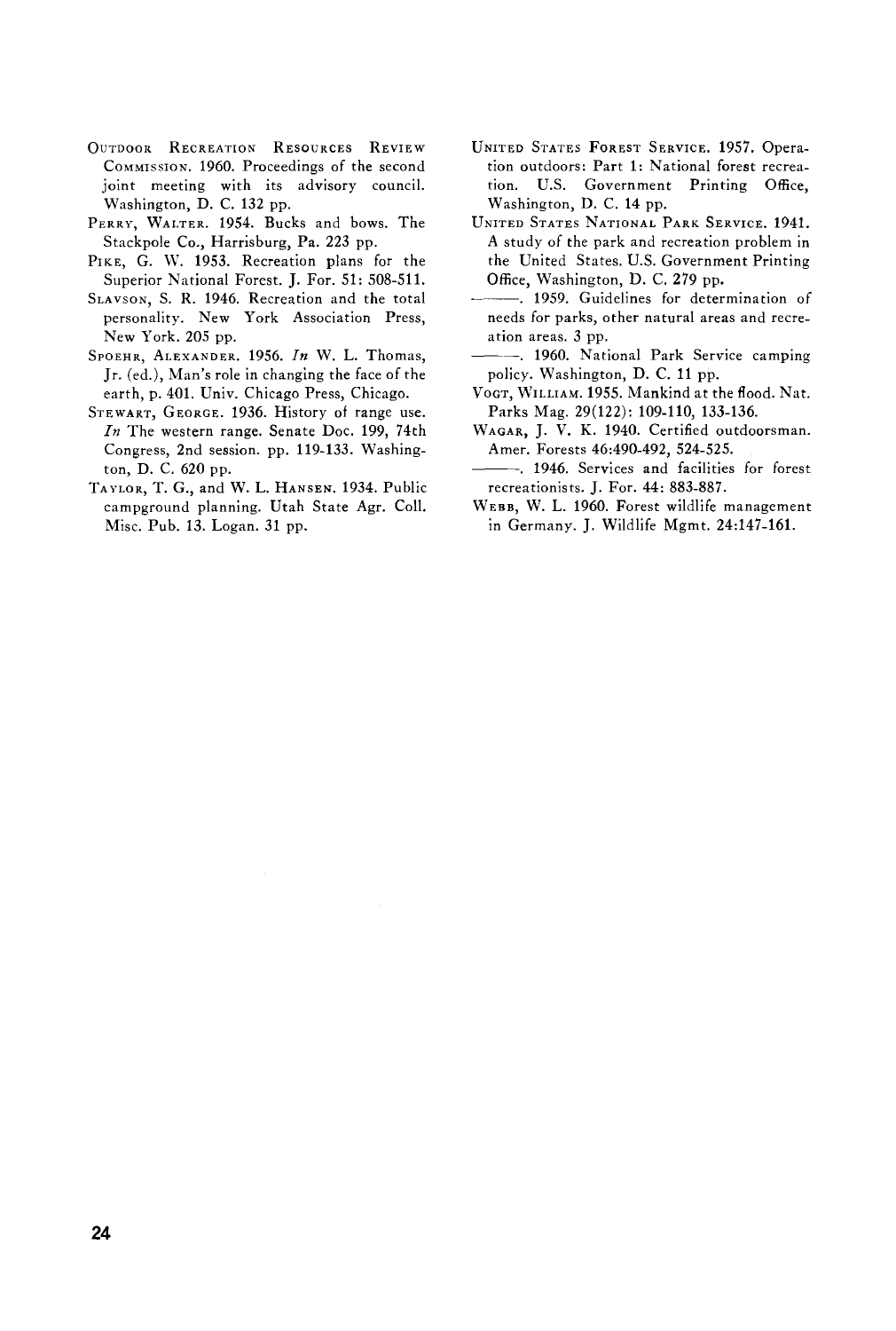Outdoor Recreation Resources Review Commission. 1960. Proceedings of the second joint meeting with its advisory council. Washington, D. C. 132 pp.

Perry, Walter. 1954. Bucks and bows. The Stackpole Co., Harrisburg, Pa. 223 pp.

Pike, G. W. 1953. Recreation plans for the Superior National Forest. J. For. 51: 508-511.

Slavson, S. R. 1946. Recreation and the total personality. New York Association Press, New York. 205 pp.

Spoehr, Alexander. 1956. *In* W. L. Thomas, Jr. (ed.), Man's role in changing the face of the earth, p. 401. Univ. Chicago Press, Chicago.

Stewart, George. 1936. History of range use. *In* The western range. Senate Doc. 199, 74th Congress, 2nd session. pp. 119-133. Washington, D. C. 620 pp.

Taylor, T. G., and W. L. Hansen. 1934. Public campground planning. Utah State Agr. Coll. Misc. Pub. 13. Logan. 31 pp.

United States Forest Service. 1957. Operation outdoors: Part 1: National forest recreation. U.S. Government Printing Office, Washington, D. C. 14 pp.

United States National Park Service. 1941. A study of the park and recreation problem in the United States. U.S. Government Printing Office, Washington, D. C. 279 pp.

———. 1959. Guidelines for determination of needs for parks, other natural areas and recreation areas. 3 pp.

———. 1960. National Park Service camping policy. Washington, D. C. 11 pp.

Vogt, William. 1955. Mankind at the flood. Nat. Parks Mag. 29(122): 109-110, 133-136.

Wagar, J. V. K. 1940. Certified outdoorsman. Amer. Forests 46:490-492, 524-525.

———. 1946. Services and facilities for forest recreationists. J. For. 44: 883-887.

Webb, W. L. 1960. Forest wildlife management in Germany. J. Wildlife Mgmt. 24:147-161.